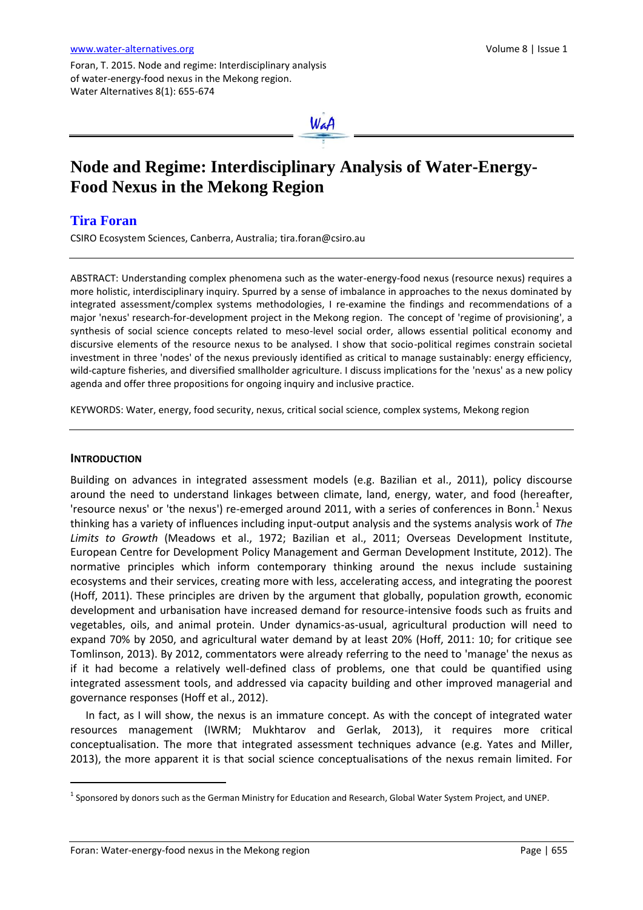Foran, T. 2015. Node and regime: Interdisciplinary analysis of water-energy-food nexus in the Mekong region. Water Alternatives 8(1): 655-674

# Node and Regime: Interdisciplinary Analysis of Water-Energy-Food Nexus in the Mekong Region

## Tira Foran

CSIRO Ecosystem Sciences, Canberra, Australia; tira.foran@csiro.au

---

ABSTRACT: Understanding complex phenomena such as the water-energy-food nexus (resource nexus) requires a more holistic, interdisciplinary inquiry. Spurred by a sense of imbalance in approaches to the nexus dominated by integrated assessment/complex systems methodologies, I re-examine the findings and recommendations of a major 'nexus' research-for-development project in the Mekong region. The concept of 'regime of provisioning', a synthesis of social science concepts related to meso-level social order, allows essential political economy and discursive elements of the resource nexus to be analysed. I show that socio-political regimes constrain societal investment in three 'nodes' of the nexus previously identified as critical to manage sustainably: energy efficiency, wild-capture fisheries, and diversified smallholder agriculture. I discuss implications for the 'nexus' as a new policy agenda and offer three propositions for ongoing inquiry and inclusive practice.

KEYWORDS: Water, energy, food security, nexus, critical social science, complex systems, Mekong region

---

## INTRODUCTION

Building on advances in integrated assessment models (e.g. Bazilian et al., 2011), policy discourse around the need to understand linkages between climate, land, energy, water, and food (hereafter, 'resource nexus' or 'the nexus') re-emerged around 2011, with a series of conferences in Bonn.[1] Nexus thinking has a variety of influences including input-output analysis and the systems analysis work of *The Limits to Growth* (Meadows et al., 1972; Bazilian et al., 2011; Overseas Development Institute, European Centre for Development Policy Management and German Development Institute, 2012). The normative principles which inform contemporary thinking around the nexus include sustaining ecosystems and their services, creating more with less, accelerating access, and integrating the poorest (Hoff, 2011). These principles are driven by the argument that globally, population growth, economic development and urbanisation have increased demand for resource-intensive foods such as fruits and vegetables, oils, and animal protein. Under dynamics-as-usual, agricultural production will need to expand 70% by 2050, and agricultural water demand by at least 20% (Hoff, 2011: 10; for critique see Tomlinson, 2013). By 2012, commentators were already referring to the need to 'manage' the nexus as if it had become a relatively well-defined class of problems, one that could be quantified using integrated assessment tools, and addressed via capacity building and other improved managerial and governance responses (Hoff et al., 2012).

In fact, as I will show, the nexus is an immature concept. As with the concept of integrated water resources management (IWRM; Mukhtarov and Gerlak, 2013), it requires more critical conceptualisation. The more that integrated assessment techniques advance (e.g. Yates and Miller, 2013), the more apparent it is that social science conceptualisations of the nexus remain limited. For

---

[1] Sponsored by donors such as the German Ministry for Education and Research, Global Water System Project, and UNEP.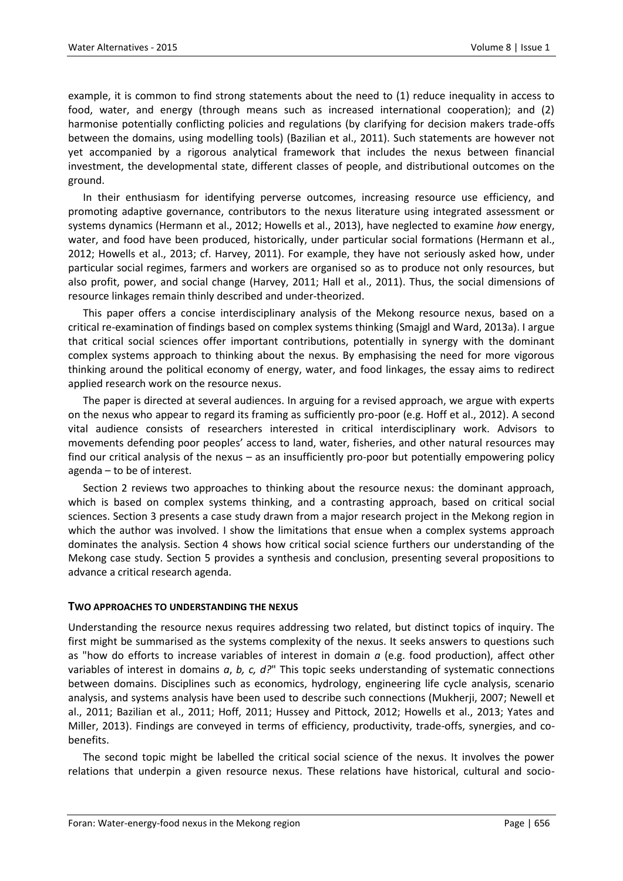example, it is common to find strong statements about the need to (1) reduce inequality in access to food, water, and energy (through means such as increased international cooperation); and (2) harmonise potentially conflicting policies and regulations (by clarifying for decision makers trade-offs between the domains, using modelling tools) (Bazilian et al., 2011). Such statements are however not yet accompanied by a rigorous analytical framework that includes the nexus between financial investment, the developmental state, different classes of people, and distributional outcomes on the ground.

In their enthusiasm for identifying perverse outcomes, increasing resource use efficiency, and promoting adaptive governance, contributors to the nexus literature using integrated assessment or systems dynamics (Hermann et al., 2012; Howells et al., 2013), have neglected to examine *how* energy, water, and food have been produced, historically, under particular social formations (Hermann et al., 2012; Howells et al., 2013; cf. Harvey, 2011). For example, they have not seriously asked how, under particular social regimes, farmers and workers are organised so as to produce not only resources, but also profit, power, and social change (Harvey, 2011; Hall et al., 2011). Thus, the social dimensions of resource linkages remain thinly described and under-theorized.

This paper offers a concise interdisciplinary analysis of the Mekong resource nexus, based on a critical re-examination of findings based on complex systems thinking (Smajgl and Ward, 2013a). I argue that critical social sciences offer important contributions, potentially in synergy with the dominant complex systems approach to thinking about the nexus. By emphasising the need for more vigorous thinking around the political economy of energy, water, and food linkages, the essay aims to redirect applied research work on the resource nexus.

The paper is directed at several audiences. In arguing for a revised approach, we argue with experts on the nexus who appear to regard its framing as sufficiently pro-poor (e.g. Hoff et al., 2012). A second vital audience consists of researchers interested in critical interdisciplinary work. Advisors to movements defending poor peoples' access to land, water, fisheries, and other natural resources may find our critical analysis of the nexus – as an insufficiently pro-poor but potentially empowering policy agenda – to be of interest.

Section 2 reviews two approaches to thinking about the resource nexus: the dominant approach, which is based on complex systems thinking, and a contrasting approach, based on critical social sciences. Section 3 presents a case study drawn from a major research project in the Mekong region in which the author was involved. I show the limitations that ensue when a complex systems approach dominates the analysis. Section 4 shows how critical social science furthers our understanding of the Mekong case study. Section 5 provides a synthesis and conclusion, presenting several propositions to advance a critical research agenda.

## TWO APPROACHES TO UNDERSTANDING THE NEXUS

Understanding the resource nexus requires addressing two related, but distinct topics of inquiry. The first might be summarised as the systems complexity of the nexus. It seeks answers to questions such as "how do efforts to increase variables of interest in domain *a* (e.g. food production), affect other variables of interest in domains *a*, *b, c, d?*" This topic seeks understanding of systematic connections between domains. Disciplines such as economics, hydrology, engineering life cycle analysis, scenario analysis, and systems analysis have been used to describe such connections (Mukherji, 2007; Newell et al., 2011; Bazilian et al., 2011; Hoff, 2011; Hussey and Pittock, 2012; Howells et al., 2013; Yates and Miller, 2013). Findings are conveyed in terms of efficiency, productivity, trade-offs, synergies, and co-benefits.

The second topic might be labelled the critical social science of the nexus. It involves the power relations that underpin a given resource nexus. These relations have historical, cultural and socio-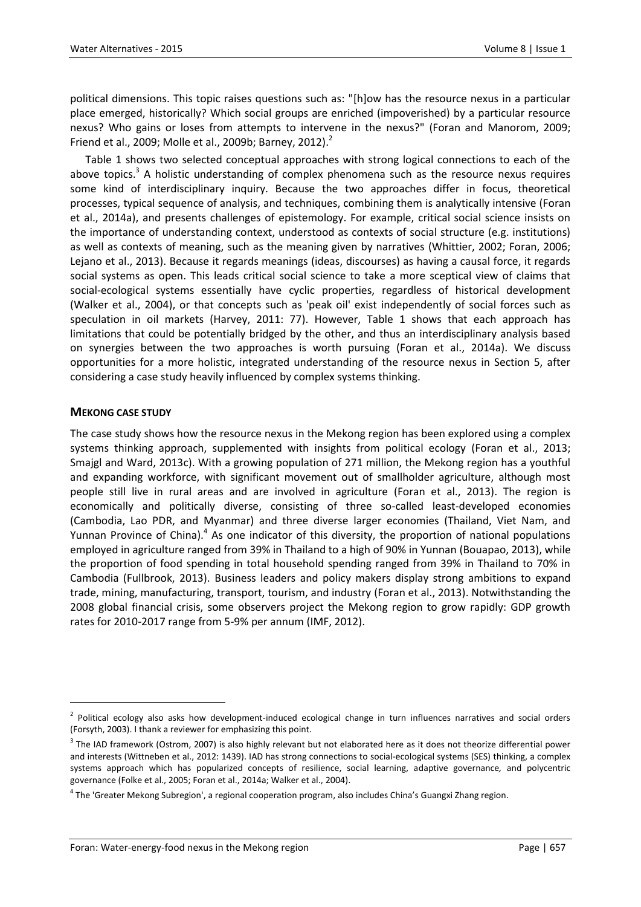political dimensions. This topic raises questions such as: "[h]ow has the resource nexus in a particular place emerged, historically? Which social groups are enriched (impoverished) by a particular resource nexus? Who gains or loses from attempts to intervene in the nexus?" (Foran and Manorom, 2009; Friend et al., 2009; Molle et al., 2009b; Barney, 2012).[2]

Table 1 shows two selected conceptual approaches with strong logical connections to each of the above topics.[3] A holistic understanding of complex phenomena such as the resource nexus requires some kind of interdisciplinary inquiry. Because the two approaches differ in focus, theoretical processes, typical sequence of analysis, and techniques, combining them is analytically intensive (Foran et al., 2014a), and presents challenges of epistemology. For example, critical social science insists on the importance of understanding context, understood as contexts of social structure (e.g. institutions) as well as contexts of meaning, such as the meaning given by narratives (Whittier, 2002; Foran, 2006; Lejano et al., 2013). Because it regards meanings (ideas, discourses) as having a causal force, it regards social systems as open. This leads critical social science to take a more sceptical view of claims that social-ecological systems essentially have cyclic properties, regardless of historical development (Walker et al., 2004), or that concepts such as 'peak oil' exist independently of social forces such as speculation in oil markets (Harvey, 2011: 77). However, Table 1 shows that each approach has limitations that could be potentially bridged by the other, and thus an interdisciplinary analysis based on synergies between the two approaches is worth pursuing (Foran et al., 2014a). We discuss opportunities for a more holistic, integrated understanding of the resource nexus in Section 5, after considering a case study heavily influenced by complex systems thinking.

## MEKONG CASE STUDY

The case study shows how the resource nexus in the Mekong region has been explored using a complex systems thinking approach, supplemented with insights from political ecology (Foran et al., 2013; Smajgl and Ward, 2013c). With a growing population of 271 million, the Mekong region has a youthful and expanding workforce, with significant movement out of smallholder agriculture, although most people still live in rural areas and are involved in agriculture (Foran et al., 2013). The region is economically and politically diverse, consisting of three so-called least-developed economies (Cambodia, Lao PDR, and Myanmar) and three diverse larger economies (Thailand, Viet Nam, and Yunnan Province of China).[4] As one indicator of this diversity, the proportion of national populations employed in agriculture ranged from 39% in Thailand to a high of 90% in Yunnan (Bouapao, 2013), while the proportion of food spending in total household spending ranged from 39% in Thailand to 70% in Cambodia (Fullbrook, 2013). Business leaders and policy makers display strong ambitions to expand trade, mining, manufacturing, transport, tourism, and industry (Foran et al., 2013). Notwithstanding the 2008 global financial crisis, some observers project the Mekong region to grow rapidly: GDP growth rates for 2010-2017 range from 5-9% per annum (IMF, 2012).

---

[2] Political ecology also asks how development-induced ecological change in turn influences narratives and social orders (Forsyth, 2003). I thank a reviewer for emphasizing this point.

[3] The IAD framework (Ostrom, 2007) is also highly relevant but not elaborated here as it does not theorize differential power and interests (Wittneben et al., 2012: 1439). IAD has strong connections to social-ecological systems (SES) thinking, a complex systems approach which has popularized concepts of resilience, social learning, adaptive governance, and polycentric governance (Folke et al., 2005; Foran et al., 2014a; Walker et al., 2004).

[4] The 'Greater Mekong Subregion', a regional cooperation program, also includes China's Guangxi Zhang region.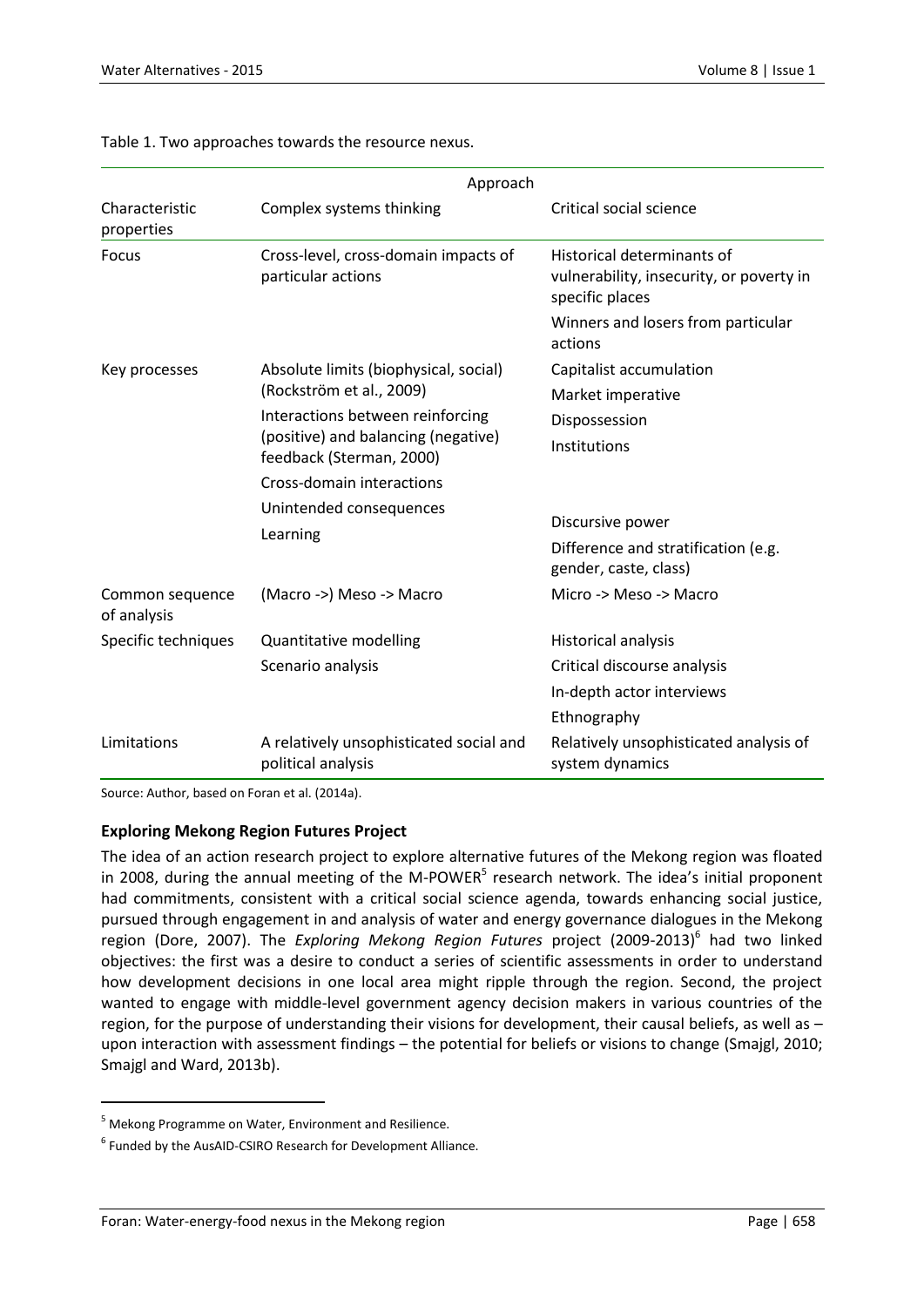Table 1. Two approaches towards the resource nexus.

| | Approach | |
|---|---|---|
| Characteristic properties | Complex systems thinking | Critical social science |
| Focus | Cross-level, cross-domain impacts of particular actions | Historical determinants of vulnerability, insecurity, or poverty in specific places<br>Winners and losers from particular actions |
| Key processes | Absolute limits (biophysical, social) (Rockström et al., 2009)<br>Interactions between reinforcing (positive) and balancing (negative) feedback (Sterman, 2000)<br>Cross-domain interactions<br>Unintended consequences<br>Learning | Capitalist accumulation<br>Market imperative<br>Dispossession<br>Institutions<br>Discursive power<br>Difference and stratification (e.g. gender, caste, class) |
| Common sequence of analysis | (Macro ->) Meso -> Macro | Micro -> Meso -> Macro |
| Specific techniques | Quantitative modelling<br>Scenario analysis | Historical analysis<br>Critical discourse analysis<br>In-depth actor interviews<br>Ethnography |
| Limitations | A relatively unsophisticated social and political analysis | Relatively unsophisticated analysis of system dynamics |

Source: Author, based on Foran et al. (2014a).

### Exploring Mekong Region Futures Project

The idea of an action research project to explore alternative futures of the Mekong region was floated in 2008, during the annual meeting of the M-POWER[5] research network. The idea's initial proponent had commitments, consistent with a critical social science agenda, towards enhancing social justice, pursued through engagement in and analysis of water and energy governance dialogues in the Mekong region (Dore, 2007). The *Exploring Mekong Region Futures* project (2009-2013)[6] had two linked objectives: the first was a desire to conduct a series of scientific assessments in order to understand how development decisions in one local area might ripple through the region. Second, the project wanted to engage with middle-level government agency decision makers in various countries of the region, for the purpose of understanding their visions for development, their causal beliefs, as well as – upon interaction with assessment findings – the potential for beliefs or visions to change (Smajgl, 2010; Smajgl and Ward, 2013b).

[5] Mekong Programme on Water, Environment and Resilience.

[6] Funded by the AusAID-CSIRO Research for Development Alliance.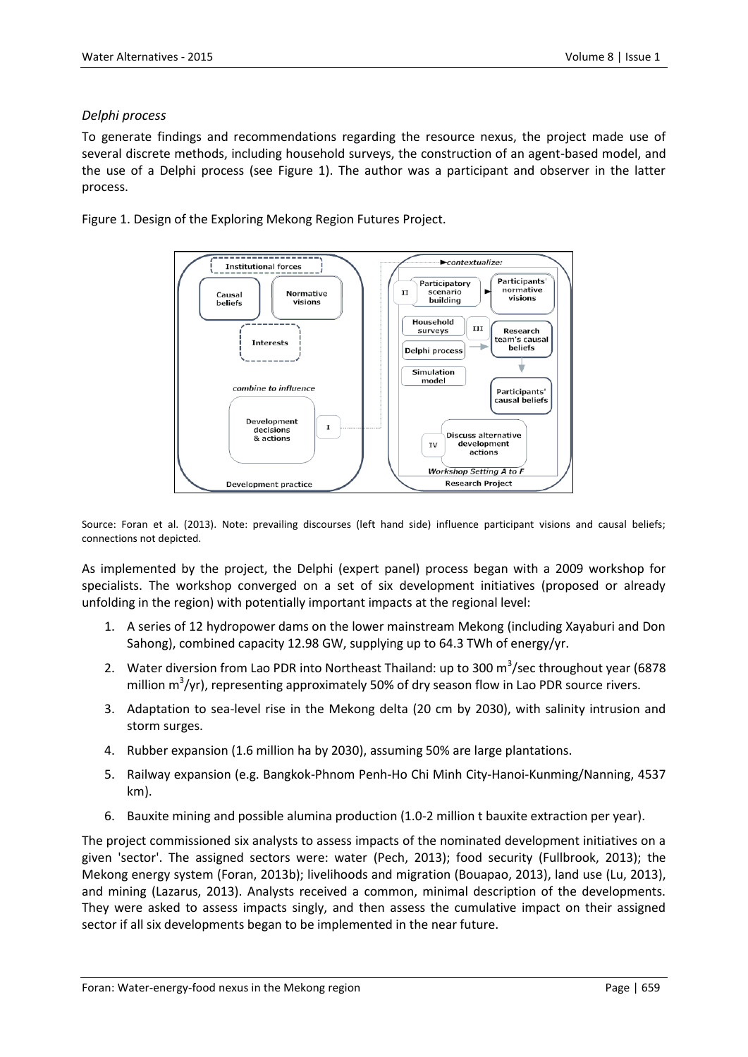### *Delphi process*

To generate findings and recommendations regarding the resource nexus, the project made use of several discrete methods, including household surveys, the construction of an agent-based model, and the use of a Delphi process (see Figure 1). The author was a participant and observer in the latter process.

Figure 1. Design of the Exploring Mekong Region Futures Project.

Source: Foran et al. (2013). Note: prevailing discourses (left hand side) influence participant visions and causal beliefs; connections not depicted.

As implemented by the project, the Delphi (expert panel) process began with a 2009 workshop for specialists. The workshop converged on a set of six development initiatives (proposed or already unfolding in the region) with potentially important impacts at the regional level:

1. A series of 12 hydropower dams on the lower mainstream Mekong (including Xayaburi and Don Sahong), combined capacity 12.98 GW, supplying up to 64.3 TWh of energy/yr.
2. Water diversion from Lao PDR into Northeast Thailand: up to 300 $m^3$/sec throughout year (6878 million $m^3$/yr), representing approximately 50% of dry season flow in Lao PDR source rivers.
3. Adaptation to sea-level rise in the Mekong delta (20 cm by 2030), with salinity intrusion and storm surges.
4. Rubber expansion (1.6 million ha by 2030), assuming 50% are large plantations.
5. Railway expansion (e.g. Bangkok-Phnom Penh-Ho Chi Minh City-Hanoi-Kunming/Nanning, 4537 km).
6. Bauxite mining and possible alumina production (1.0-2 million t bauxite extraction per year).

The project commissioned six analysts to assess impacts of the nominated development initiatives on a given 'sector'. The assigned sectors were: water (Pech, 2013); food security (Fullbrook, 2013); the Mekong energy system (Foran, 2013b); livelihoods and migration (Bouapao, 2013), land use (Lu, 2013), and mining (Lazarus, 2013). Analysts received a common, minimal description of the developments. They were asked to assess impacts singly, and then assess the cumulative impact on their assigned sector if all six developments began to be implemented in the near future.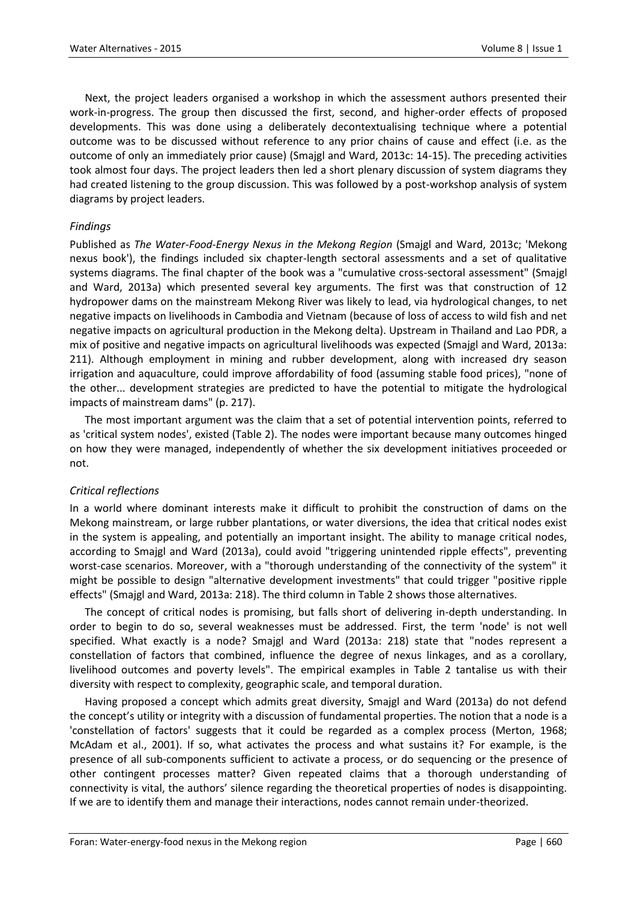Next, the project leaders organised a workshop in which the assessment authors presented their work-in-progress. The group then discussed the first, second, and higher-order effects of proposed developments. This was done using a deliberately decontextualising technique where a potential outcome was to be discussed without reference to any prior chains of cause and effect (i.e. as the outcome of only an immediately prior cause) (Smajgl and Ward, 2013c: 14-15). The preceding activities took almost four days. The project leaders then led a short plenary discussion of system diagrams they had created listening to the group discussion. This was followed by a post-workshop analysis of system diagrams by project leaders.

### *Findings*

Published as *The Water-Food-Energy Nexus in the Mekong Region* (Smajgl and Ward, 2013c; 'Mekong nexus book'), the findings included six chapter-length sectoral assessments and a set of qualitative systems diagrams. The final chapter of the book was a "cumulative cross-sectoral assessment" (Smajgl and Ward, 2013a) which presented several key arguments. The first was that construction of 12 hydropower dams on the mainstream Mekong River was likely to lead, via hydrological changes, to net negative impacts on livelihoods in Cambodia and Vietnam (because of loss of access to wild fish and net negative impacts on agricultural production in the Mekong delta). Upstream in Thailand and Lao PDR, a mix of positive and negative impacts on agricultural livelihoods was expected (Smajgl and Ward, 2013a: 211). Although employment in mining and rubber development, along with increased dry season irrigation and aquaculture, could improve affordability of food (assuming stable food prices), "none of the other... development strategies are predicted to have the potential to mitigate the hydrological impacts of mainstream dams" (p. 217).

The most important argument was the claim that a set of potential intervention points, referred to as 'critical system nodes', existed (Table 2). The nodes were important because many outcomes hinged on how they were managed, independently of whether the six development initiatives proceeded or not.

### *Critical reflections*

In a world where dominant interests make it difficult to prohibit the construction of dams on the Mekong mainstream, or large rubber plantations, or water diversions, the idea that critical nodes exist in the system is appealing, and potentially an important insight. The ability to manage critical nodes, according to Smajgl and Ward (2013a), could avoid "triggering unintended ripple effects", preventing worst-case scenarios. Moreover, with a "thorough understanding of the connectivity of the system" it might be possible to design "alternative development investments" that could trigger "positive ripple effects" (Smajgl and Ward, 2013a: 218). The third column in Table 2 shows those alternatives.

The concept of critical nodes is promising, but falls short of delivering in-depth understanding. In order to begin to do so, several weaknesses must be addressed. First, the term 'node' is not well specified. What exactly is a node? Smajgl and Ward (2013a: 218) state that "nodes represent a constellation of factors that combined, influence the degree of nexus linkages, and as a corollary, livelihood outcomes and poverty levels". The empirical examples in Table 2 tantalise us with their diversity with respect to complexity, geographic scale, and temporal duration.

Having proposed a concept which admits great diversity, Smajgl and Ward (2013a) do not defend the concept's utility or integrity with a discussion of fundamental properties. The notion that a node is a 'constellation of factors' suggests that it could be regarded as a complex process (Merton, 1968; McAdam et al., 2001). If so, what activates the process and what sustains it? For example, is the presence of all sub-components sufficient to activate a process, or do sequencing or the presence of other contingent processes matter? Given repeated claims that a thorough understanding of connectivity is vital, the authors' silence regarding the theoretical properties of nodes is disappointing. If we are to identify them and manage their interactions, nodes cannot remain under-theorized.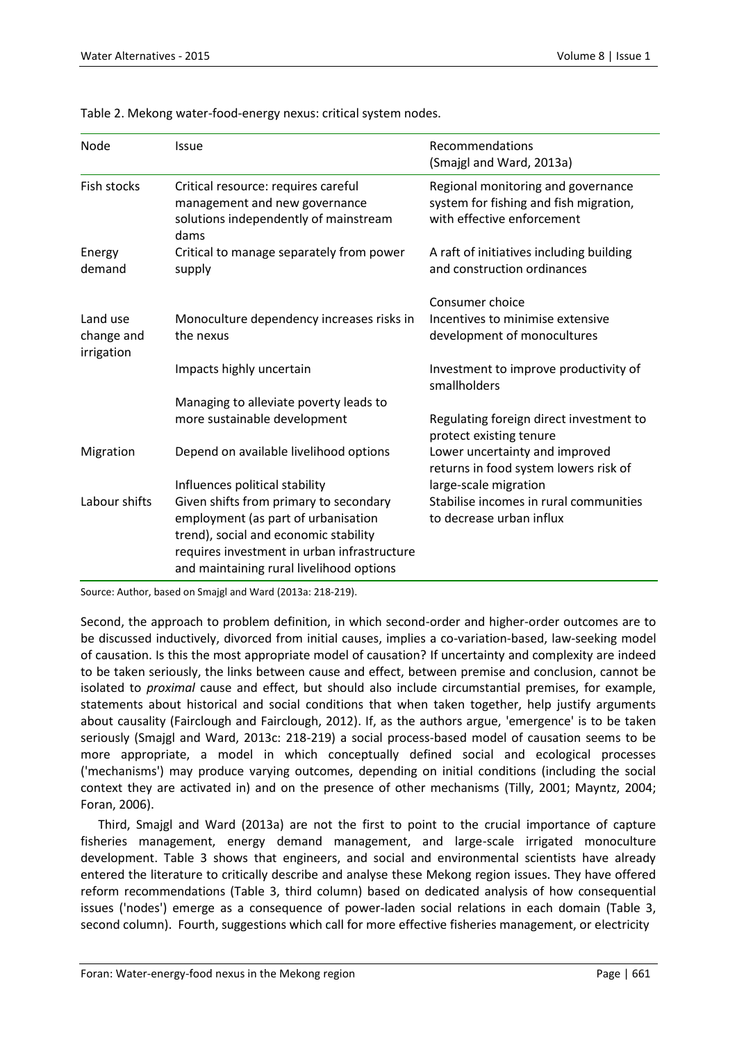Table 2. Mekong water-food-energy nexus: critical system nodes.

| Node | Issue | Recommendations (Smajgl and Ward, 2013a) |
|---|---|---|
| Fish stocks | Critical resource: requires careful management and new governance solutions independently of mainstream dams | Regional monitoring and governance system for fishing and fish migration, with effective enforcement |
| Energy demand | Critical to manage separately from power supply | A raft of initiatives including building and construction ordinances<br><br>Consumer choice |
| Land use change and irrigation | Monoculture dependency increases risks in the nexus<br><br>Impacts highly uncertain<br><br>Managing to alleviate poverty leads to more sustainable development | Incentives to minimise extensive development of monocultures<br><br>Investment to improve productivity of smallholders<br><br>Regulating foreign direct investment to protect existing tenure |
| Migration | Depend on available livelihood options<br><br>Influences political stability | Lower uncertainty and improved returns in food system lowers risk of large-scale migration |
| Labour shifts | Given shifts from primary to secondary employment (as part of urbanisation trend), social and economic stability requires investment in urban infrastructure and maintaining rural livelihood options | Stabilise incomes in rural communities to decrease urban influx |

Source: Author, based on Smajgl and Ward (2013a: 218-219).

Second, the approach to problem definition, in which second-order and higher-order outcomes are to be discussed inductively, divorced from initial causes, implies a co-variation-based, law-seeking model of causation. Is this the most appropriate model of causation? If uncertainty and complexity are indeed to be taken seriously, the links between cause and effect, between premise and conclusion, cannot be isolated to *proximal* cause and effect, but should also include circumstantial premises, for example, statements about historical and social conditions that when taken together, help justify arguments about causality (Fairclough and Fairclough, 2012). If, as the authors argue, 'emergence' is to be taken seriously (Smajgl and Ward, 2013c: 218-219) a social process-based model of causation seems to be more appropriate, a model in which conceptually defined social and ecological processes ('mechanisms') may produce varying outcomes, depending on initial conditions (including the social context they are activated in) and on the presence of other mechanisms (Tilly, 2001; Mayntz, 2004; Foran, 2006).

Third, Smajgl and Ward (2013a) are not the first to point to the crucial importance of capture fisheries management, energy demand management, and large-scale irrigated monoculture development. Table 3 shows that engineers, and social and environmental scientists have already entered the literature to critically describe and analyse these Mekong region issues. They have offered reform recommendations (Table 3, third column) based on dedicated analysis of how consequential issues ('nodes') emerge as a consequence of power-laden social relations in each domain (Table 3, second column). Fourth, suggestions which call for more effective fisheries management, or electricity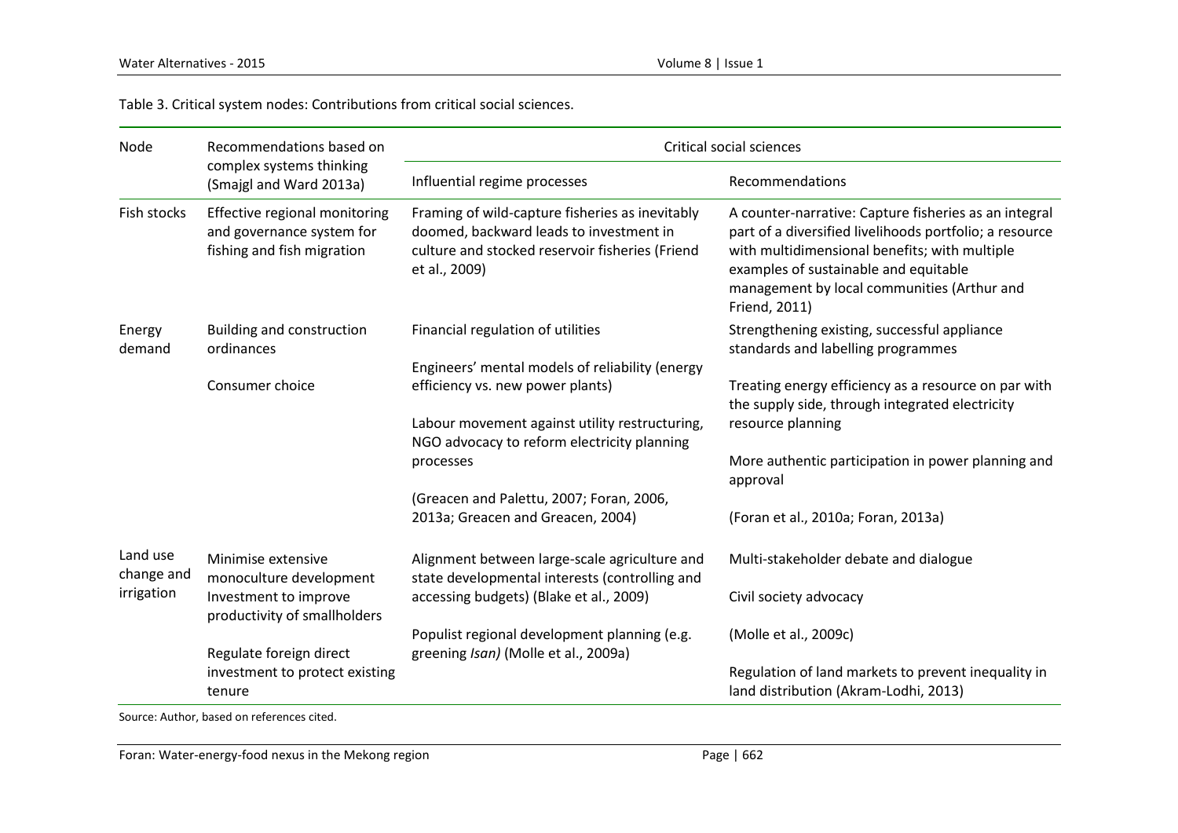Table 3. Critical system nodes: Contributions from critical social sciences.

| Node | Recommendations based on complex systems thinking (Smajgl and Ward 2013a) | Critical social sciences | |
|---|---|---|---|
| | | Influential regime processes | Recommendations |
| Fish stocks | Effective regional monitoring and governance system for fishing and fish migration | Framing of wild-capture fisheries as inevitably doomed, backward leads to investment in culture and stocked reservoir fisheries (Friend et al., 2009) | A counter-narrative: Capture fisheries as an integral part of a diversified livelihoods portfolio; a resource with multidimensional benefits; with multiple examples of sustainable and equitable management by local communities (Arthur and Friend, 2011) |
| Energy demand | Building and construction ordinances<br><br>Consumer choice | Financial regulation of utilities<br><br>Engineers' mental models of reliability (energy efficiency vs. new power plants)<br><br>Labour movement against utility restructuring, NGO advocacy to reform electricity planning processes<br><br>(Greacen and Palettu, 2007; Foran, 2006, 2013a; Greacen and Greacen, 2004) | Strengthening existing, successful appliance standards and labelling programmes<br><br>Treating energy efficiency as a resource on par with the supply side, through integrated electricity resource planning<br><br>More authentic participation in power planning and approval<br><br>(Foran et al., 2010a; Foran, 2013a) |
| Land use change and irrigation | Minimise extensive monoculture development<br>Investment to improve productivity of smallholders<br><br>Regulate foreign direct investment to protect existing tenure | Alignment between large-scale agriculture and state developmental interests (controlling and accessing budgets) (Blake et al., 2009)<br><br>Populist regional development planning (e.g. greening *Isan)* (Molle et al., 2009a) | Multi-stakeholder debate and dialogue<br><br>Civil society advocacy<br><br>(Molle et al., 2009c)<br><br>Regulation of land markets to prevent inequality in land distribution (Akram-Lodhi, 2013) |

Source: Author, based on references cited.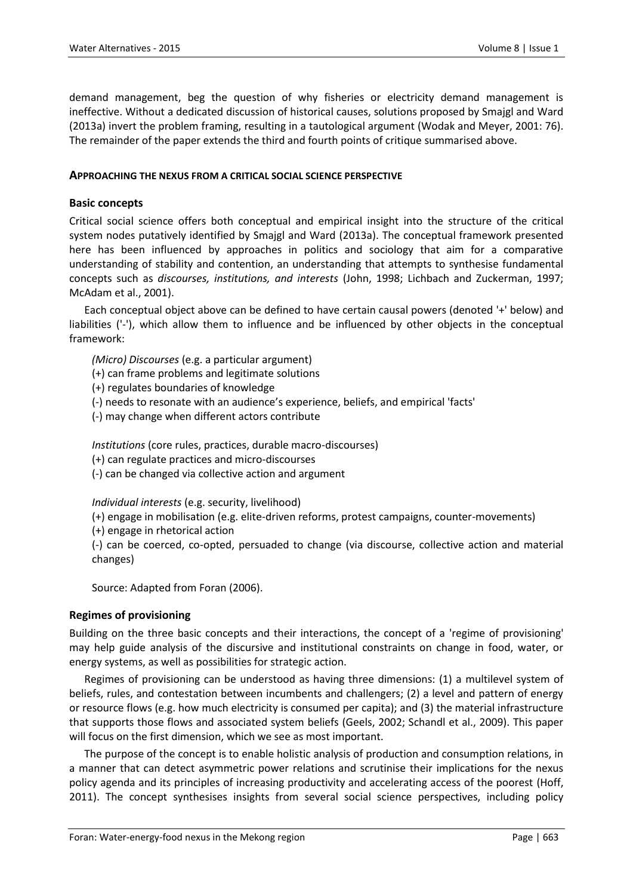demand management, beg the question of why fisheries or electricity demand management is ineffective. Without a dedicated discussion of historical causes, solutions proposed by Smajgl and Ward (2013a) invert the problem framing, resulting in a tautological argument (Wodak and Meyer, 2001: 76). The remainder of the paper extends the third and fourth points of critique summarised above.

## APPROACHING THE NEXUS FROM A CRITICAL SOCIAL SCIENCE PERSPECTIVE

### Basic concepts

Critical social science offers both conceptual and empirical insight into the structure of the critical system nodes putatively identified by Smajgl and Ward (2013a). The conceptual framework presented here has been influenced by approaches in politics and sociology that aim for a comparative understanding of stability and contention, an understanding that attempts to synthesise fundamental concepts such as *discourses, institutions, and interests* (John, 1998; Lichbach and Zuckerman, 1997; McAdam et al., 2001).

Each conceptual object above can be defined to have certain causal powers (denoted '+' below) and liabilities ('-'), which allow them to influence and be influenced by other objects in the conceptual framework:

*(Micro) Discourses* (e.g. a particular argument)
(+) can frame problems and legitimate solutions
(+) regulates boundaries of knowledge
(-) needs to resonate with an audience's experience, beliefs, and empirical 'facts'
(-) may change when different actors contribute

*Institutions* (core rules, practices, durable macro-discourses)
(+) can regulate practices and micro-discourses
(-) can be changed via collective action and argument

*Individual interests* (e.g. security, livelihood)
(+) engage in mobilisation (e.g. elite-driven reforms, protest campaigns, counter-movements)
(+) engage in rhetorical action
(-) can be coerced, co-opted, persuaded to change (via discourse, collective action and material changes)

Source: Adapted from Foran (2006).

### Regimes of provisioning

Building on the three basic concepts and their interactions, the concept of a 'regime of provisioning' may help guide analysis of the discursive and institutional constraints on change in food, water, or energy systems, as well as possibilities for strategic action.

Regimes of provisioning can be understood as having three dimensions: (1) a multilevel system of beliefs, rules, and contestation between incumbents and challengers; (2) a level and pattern of energy or resource flows (e.g. how much electricity is consumed per capita); and (3) the material infrastructure that supports those flows and associated system beliefs (Geels, 2002; Schandl et al., 2009). This paper will focus on the first dimension, which we see as most important.

The purpose of the concept is to enable holistic analysis of production and consumption relations, in a manner that can detect asymmetric power relations and scrutinise their implications for the nexus policy agenda and its principles of increasing productivity and accelerating access of the poorest (Hoff, 2011). The concept synthesises insights from several social science perspectives, including policy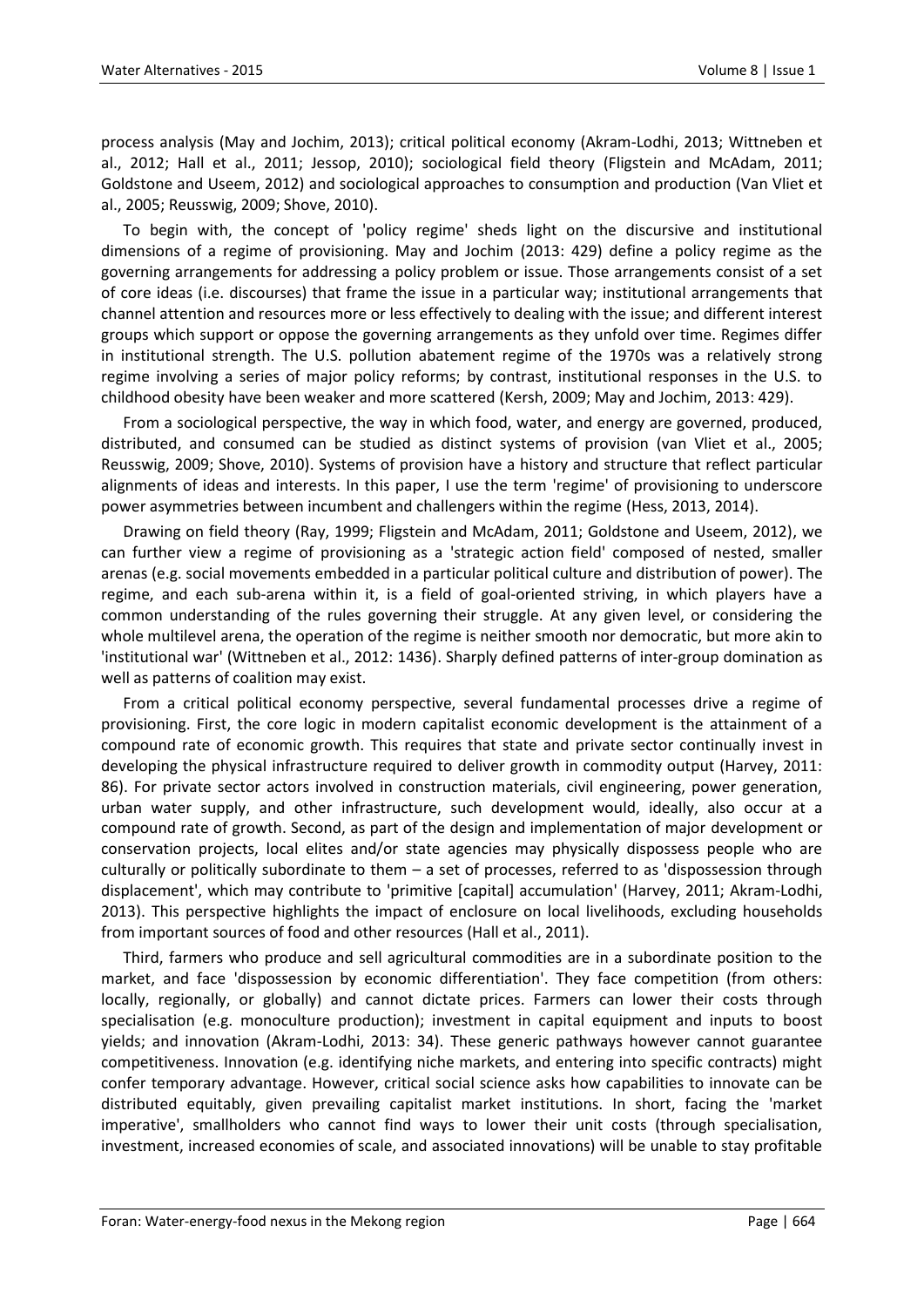process analysis (May and Jochim, 2013); critical political economy (Akram-Lodhi, 2013; Wittneben et al., 2012; Hall et al., 2011; Jessop, 2010); sociological field theory (Fligstein and McAdam, 2011; Goldstone and Useem, 2012) and sociological approaches to consumption and production (Van Vliet et al., 2005; Reusswig, 2009; Shove, 2010).

To begin with, the concept of 'policy regime' sheds light on the discursive and institutional dimensions of a regime of provisioning. May and Jochim (2013: 429) define a policy regime as the governing arrangements for addressing a policy problem or issue. Those arrangements consist of a set of core ideas (i.e. discourses) that frame the issue in a particular way; institutional arrangements that channel attention and resources more or less effectively to dealing with the issue; and different interest groups which support or oppose the governing arrangements as they unfold over time. Regimes differ in institutional strength. The U.S. pollution abatement regime of the 1970s was a relatively strong regime involving a series of major policy reforms; by contrast, institutional responses in the U.S. to childhood obesity have been weaker and more scattered (Kersh, 2009; May and Jochim, 2013: 429).

From a sociological perspective, the way in which food, water, and energy are governed, produced, distributed, and consumed can be studied as distinct systems of provision (van Vliet et al., 2005; Reusswig, 2009; Shove, 2010). Systems of provision have a history and structure that reflect particular alignments of ideas and interests. In this paper, I use the term 'regime' of provisioning to underscore power asymmetries between incumbent and challengers within the regime (Hess, 2013, 2014).

Drawing on field theory (Ray, 1999; Fligstein and McAdam, 2011; Goldstone and Useem, 2012), we can further view a regime of provisioning as a 'strategic action field' composed of nested, smaller arenas (e.g. social movements embedded in a particular political culture and distribution of power). The regime, and each sub-arena within it, is a field of goal-oriented striving, in which players have a common understanding of the rules governing their struggle. At any given level, or considering the whole multilevel arena, the operation of the regime is neither smooth nor democratic, but more akin to 'institutional war' (Wittneben et al., 2012: 1436). Sharply defined patterns of inter-group domination as well as patterns of coalition may exist.

From a critical political economy perspective, several fundamental processes drive a regime of provisioning. First, the core logic in modern capitalist economic development is the attainment of a compound rate of economic growth. This requires that state and private sector continually invest in developing the physical infrastructure required to deliver growth in commodity output (Harvey, 2011: 86). For private sector actors involved in construction materials, civil engineering, power generation, urban water supply, and other infrastructure, such development would, ideally, also occur at a compound rate of growth. Second, as part of the design and implementation of major development or conservation projects, local elites and/or state agencies may physically dispossess people who are culturally or politically subordinate to them – a set of processes, referred to as 'dispossession through displacement', which may contribute to 'primitive [capital] accumulation' (Harvey, 2011; Akram-Lodhi, 2013). This perspective highlights the impact of enclosure on local livelihoods, excluding households from important sources of food and other resources (Hall et al., 2011).

Third, farmers who produce and sell agricultural commodities are in a subordinate position to the market, and face 'dispossession by economic differentiation'. They face competition (from others: locally, regionally, or globally) and cannot dictate prices. Farmers can lower their costs through specialisation (e.g. monoculture production); investment in capital equipment and inputs to boost yields; and innovation (Akram-Lodhi, 2013: 34). These generic pathways however cannot guarantee competitiveness. Innovation (e.g. identifying niche markets, and entering into specific contracts) might confer temporary advantage. However, critical social science asks how capabilities to innovate can be distributed equitably, given prevailing capitalist market institutions. In short, facing the 'market imperative', smallholders who cannot find ways to lower their unit costs (through specialisation, investment, increased economies of scale, and associated innovations) will be unable to stay profitable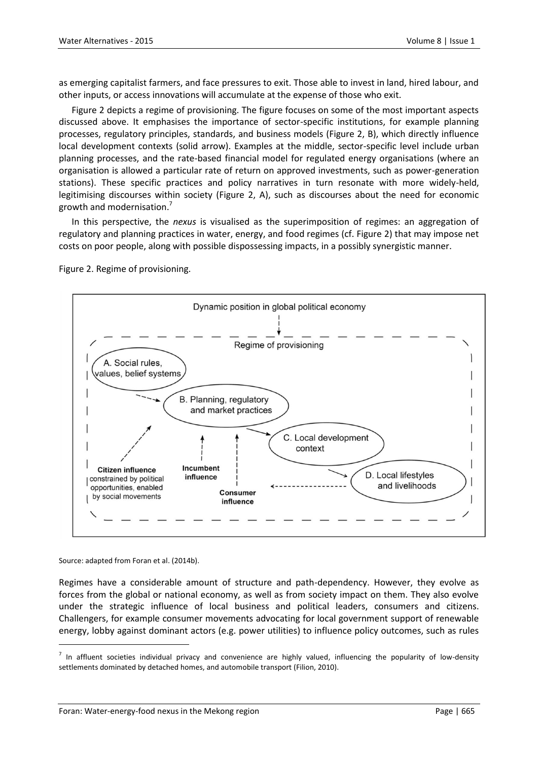as emerging capitalist farmers, and face pressures to exit. Those able to invest in land, hired labour, and other inputs, or access innovations will accumulate at the expense of those who exit.

Figure 2 depicts a regime of provisioning. The figure focuses on some of the most important aspects discussed above. It emphasises the importance of sector-specific institutions, for example planning processes, regulatory principles, standards, and business models (Figure 2, B), which directly influence local development contexts (solid arrow). Examples at the middle, sector-specific level include urban planning processes, and the rate-based financial model for regulated energy organisations (where an organisation is allowed a particular rate of return on approved investments, such as power-generation stations). These specific practices and policy narratives in turn resonate with more widely-held, legitimising discourses within society (Figure 2, A), such as discourses about the need for economic growth and modernisation.[7]

In this perspective, the *nexus* is visualised as the superimposition of regimes: an aggregation of regulatory and planning practices in water, energy, and food regimes (cf. Figure 2) that may impose net costs on poor people, along with possible dispossessing impacts, in a possibly synergistic manner.

Figure 2. Regime of provisioning.

Dynamic position in global political economy

Regime of provisioning

A. Social rules, values, belief systems

B. Planning, regulatory and market practices

C. Local development context

D. Local lifestyles and livelihoods

**Citizen influence** constrained by political opportunities, enabled by social movements

**Incumbent influence**

**Consumer influence**

Source: adapted from Foran et al. (2014b).

Regimes have a considerable amount of structure and path-dependency. However, they evolve as forces from the global or national economy, as well as from society impact on them. They also evolve under the strategic influence of local business and political leaders, consumers and citizens. Challengers, for example consumer movements advocating for local government support of renewable energy, lobby against dominant actors (e.g. power utilities) to influence policy outcomes, such as rules

[7] In affluent societies individual privacy and convenience are highly valued, influencing the popularity of low-density settlements dominated by detached homes, and automobile transport (Filion, 2010).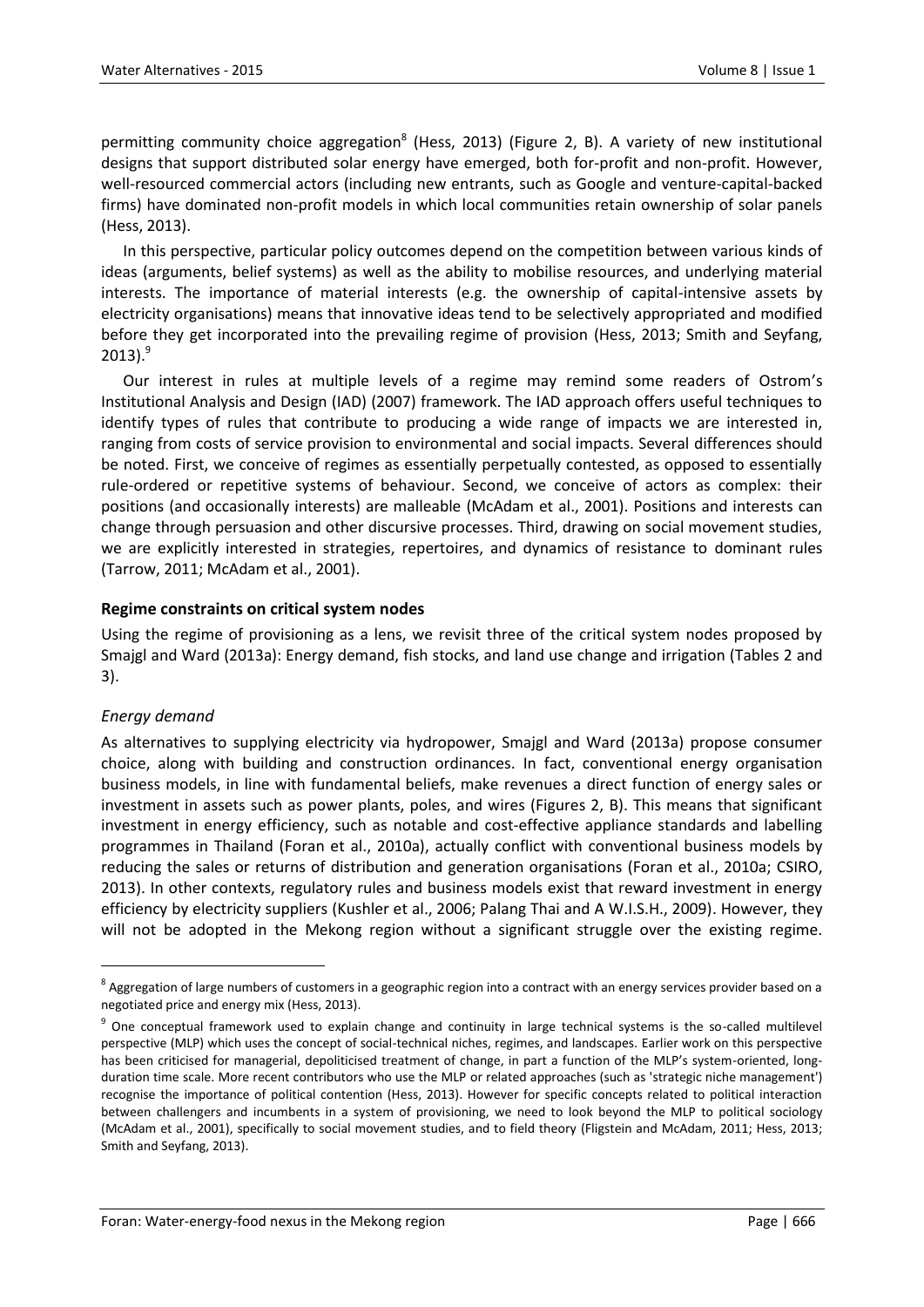permitting community choice aggregation[8] (Hess, 2013) (Figure 2, B). A variety of new institutional designs that support distributed solar energy have emerged, both for-profit and non-profit. However, well-resourced commercial actors (including new entrants, such as Google and venture-capital-backed firms) have dominated non-profit models in which local communities retain ownership of solar panels (Hess, 2013).

In this perspective, particular policy outcomes depend on the competition between various kinds of ideas (arguments, belief systems) as well as the ability to mobilise resources, and underlying material interests. The importance of material interests (e.g. the ownership of capital-intensive assets by electricity organisations) means that innovative ideas tend to be selectively appropriated and modified before they get incorporated into the prevailing regime of provision (Hess, 2013; Smith and Seyfang, 2013).[9]

Our interest in rules at multiple levels of a regime may remind some readers of Ostrom's Institutional Analysis and Design (IAD) (2007) framework. The IAD approach offers useful techniques to identify types of rules that contribute to producing a wide range of impacts we are interested in, ranging from costs of service provision to environmental and social impacts. Several differences should be noted. First, we conceive of regimes as essentially perpetually contested, as opposed to essentially rule-ordered or repetitive systems of behaviour. Second, we conceive of actors as complex: their positions (and occasionally interests) are malleable (McAdam et al., 2001). Positions and interests can change through persuasion and other discursive processes. Third, drawing on social movement studies, we are explicitly interested in strategies, repertoires, and dynamics of resistance to dominant rules (Tarrow, 2011; McAdam et al., 2001).

### Regime constraints on critical system nodes

Using the regime of provisioning as a lens, we revisit three of the critical system nodes proposed by Smajgl and Ward (2013a): Energy demand, fish stocks, and land use change and irrigation (Tables 2 and 3).

#### *Energy demand*

As alternatives to supplying electricity via hydropower, Smajgl and Ward (2013a) propose consumer choice, along with building and construction ordinances. In fact, conventional energy organisation business models, in line with fundamental beliefs, make revenues a direct function of energy sales or investment in assets such as power plants, poles, and wires (Figures 2, B). This means that significant investment in energy efficiency, such as notable and cost-effective appliance standards and labelling programmes in Thailand (Foran et al., 2010a), actually conflict with conventional business models by reducing the sales or returns of distribution and generation organisations (Foran et al., 2010a; CSIRO, 2013). In other contexts, regulatory rules and business models exist that reward investment in energy efficiency by electricity suppliers (Kushler et al., 2006; Palang Thai and A W.I.S.H., 2009). However, they will not be adopted in the Mekong region without a significant struggle over the existing regime.

---

[8] Aggregation of large numbers of customers in a geographic region into a contract with an energy services provider based on a negotiated price and energy mix (Hess, 2013).

[9] One conceptual framework used to explain change and continuity in large technical systems is the so-called multilevel perspective (MLP) which uses the concept of social-technical niches, regimes, and landscapes. Earlier work on this perspective has been criticised for managerial, depoliticised treatment of change, in part a function of the MLP's system-oriented, long-duration time scale. More recent contributors who use the MLP or related approaches (such as 'strategic niche management') recognise the importance of political contention (Hess, 2013). However for specific concepts related to political interaction between challengers and incumbents in a system of provisioning, we need to look beyond the MLP to political sociology (McAdam et al., 2001), specifically to social movement studies, and to field theory (Fligstein and McAdam, 2011; Hess, 2013; Smith and Seyfang, 2013).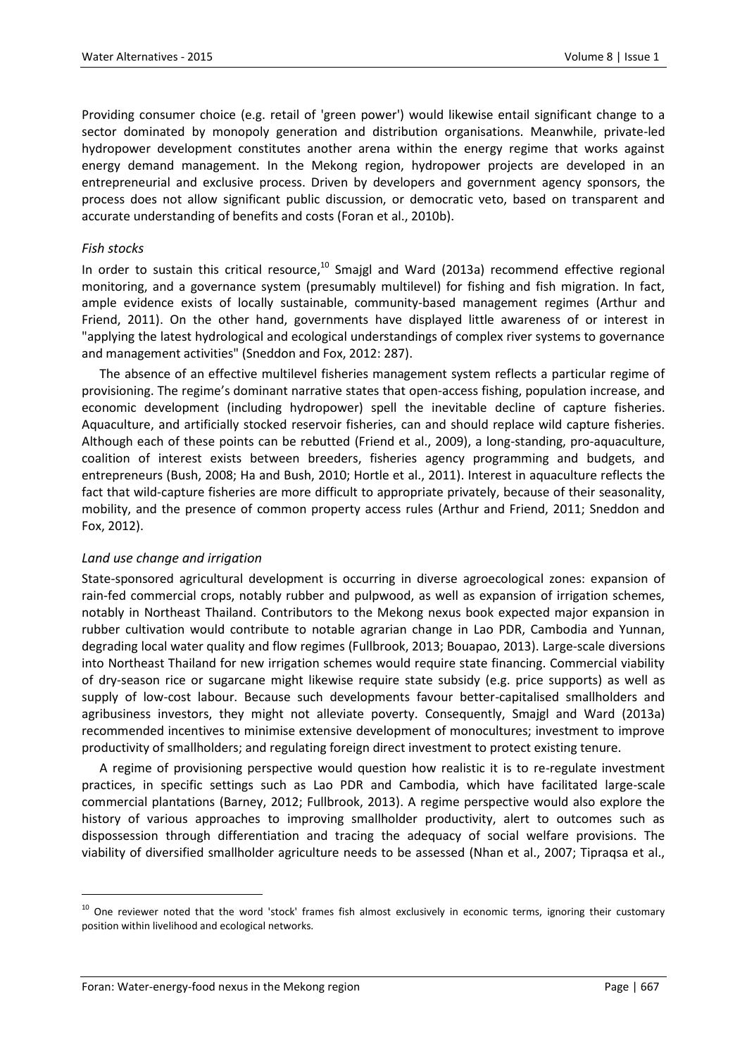Providing consumer choice (e.g. retail of 'green power') would likewise entail significant change to a sector dominated by monopoly generation and distribution organisations. Meanwhile, private-led hydropower development constitutes another arena within the energy regime that works against energy demand management. In the Mekong region, hydropower projects are developed in an entrepreneurial and exclusive process. Driven by developers and government agency sponsors, the process does not allow significant public discussion, or democratic veto, based on transparent and accurate understanding of benefits and costs (Foran et al., 2010b).

### *Fish stocks*

In order to sustain this critical resource,[10] Smajgl and Ward (2013a) recommend effective regional monitoring, and a governance system (presumably multilevel) for fishing and fish migration. In fact, ample evidence exists of locally sustainable, community-based management regimes (Arthur and Friend, 2011). On the other hand, governments have displayed little awareness of or interest in "applying the latest hydrological and ecological understandings of complex river systems to governance and management activities" (Sneddon and Fox, 2012: 287).

The absence of an effective multilevel fisheries management system reflects a particular regime of provisioning. The regime's dominant narrative states that open-access fishing, population increase, and economic development (including hydropower) spell the inevitable decline of capture fisheries. Aquaculture, and artificially stocked reservoir fisheries, can and should replace wild capture fisheries. Although each of these points can be rebutted (Friend et al., 2009), a long-standing, pro-aquaculture, coalition of interest exists between breeders, fisheries agency programming and budgets, and entrepreneurs (Bush, 2008; Ha and Bush, 2010; Hortle et al., 2011). Interest in aquaculture reflects the fact that wild-capture fisheries are more difficult to appropriate privately, because of their seasonality, mobility, and the presence of common property access rules (Arthur and Friend, 2011; Sneddon and Fox, 2012).

### *Land use change and irrigation*

State-sponsored agricultural development is occurring in diverse agroecological zones: expansion of rain-fed commercial crops, notably rubber and pulpwood, as well as expansion of irrigation schemes, notably in Northeast Thailand. Contributors to the Mekong nexus book expected major expansion in rubber cultivation would contribute to notable agrarian change in Lao PDR, Cambodia and Yunnan, degrading local water quality and flow regimes (Fullbrook, 2013; Bouapao, 2013). Large-scale diversions into Northeast Thailand for new irrigation schemes would require state financing. Commercial viability of dry-season rice or sugarcane might likewise require state subsidy (e.g. price supports) as well as supply of low-cost labour. Because such developments favour better-capitalised smallholders and agribusiness investors, they might not alleviate poverty. Consequently, Smajgl and Ward (2013a) recommended incentives to minimise extensive development of monocultures; investment to improve productivity of smallholders; and regulating foreign direct investment to protect existing tenure.

A regime of provisioning perspective would question how realistic it is to re-regulate investment practices, in specific settings such as Lao PDR and Cambodia, which have facilitated large-scale commercial plantations (Barney, 2012; Fullbrook, 2013). A regime perspective would also explore the history of various approaches to improving smallholder productivity, alert to outcomes such as dispossession through differentiation and tracing the adequacy of social welfare provisions. The viability of diversified smallholder agriculture needs to be assessed (Nhan et al., 2007; Tipraqsa et al.,

---

[10] One reviewer noted that the word 'stock' frames fish almost exclusively in economic terms, ignoring their customary position within livelihood and ecological networks.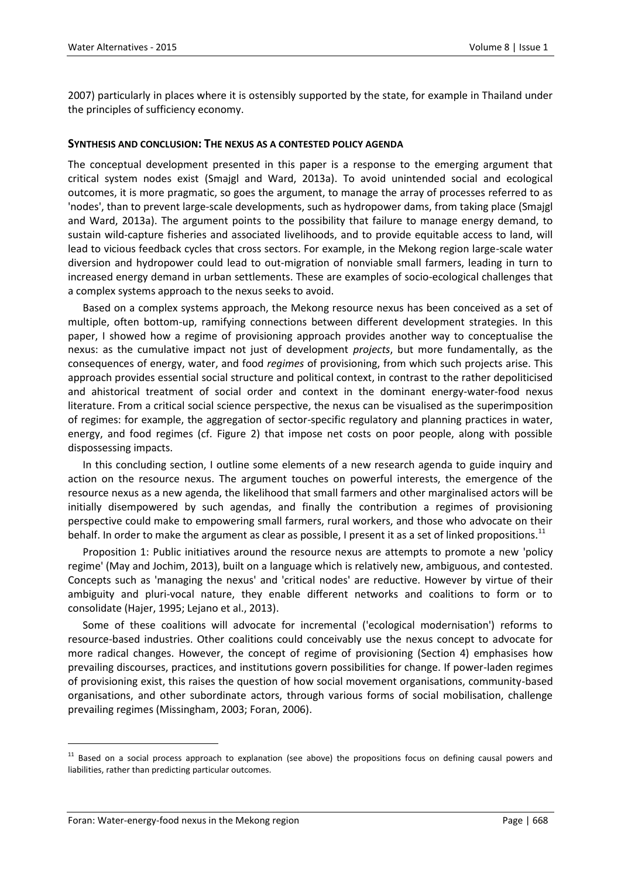2007) particularly in places where it is ostensibly supported by the state, for example in Thailand under the principles of sufficiency economy.

## SYNTHESIS AND CONCLUSION: THE NEXUS AS A CONTESTED POLICY AGENDA

The conceptual development presented in this paper is a response to the emerging argument that critical system nodes exist (Smajgl and Ward, 2013a). To avoid unintended social and ecological outcomes, it is more pragmatic, so goes the argument, to manage the array of processes referred to as 'nodes', than to prevent large-scale developments, such as hydropower dams, from taking place (Smajgl and Ward, 2013a). The argument points to the possibility that failure to manage energy demand, to sustain wild-capture fisheries and associated livelihoods, and to provide equitable access to land, will lead to vicious feedback cycles that cross sectors. For example, in the Mekong region large-scale water diversion and hydropower could lead to out-migration of nonviable small farmers, leading in turn to increased energy demand in urban settlements. These are examples of socio-ecological challenges that a complex systems approach to the nexus seeks to avoid.

Based on a complex systems approach, the Mekong resource nexus has been conceived as a set of multiple, often bottom-up, ramifying connections between different development strategies. In this paper, I showed how a regime of provisioning approach provides another way to conceptualise the nexus: as the cumulative impact not just of development *projects*, but more fundamentally, as the consequences of energy, water, and food *regimes* of provisioning, from which such projects arise. This approach provides essential social structure and political context, in contrast to the rather depoliticised and ahistorical treatment of social order and context in the dominant energy-water-food nexus literature. From a critical social science perspective, the nexus can be visualised as the superimposition of regimes: for example, the aggregation of sector-specific regulatory and planning practices in water, energy, and food regimes (cf. Figure 2) that impose net costs on poor people, along with possible dispossessing impacts.

In this concluding section, I outline some elements of a new research agenda to guide inquiry and action on the resource nexus. The argument touches on powerful interests, the emergence of the resource nexus as a new agenda, the likelihood that small farmers and other marginalised actors will be initially disempowered by such agendas, and finally the contribution a regimes of provisioning perspective could make to empowering small farmers, rural workers, and those who advocate on their behalf. In order to make the argument as clear as possible, I present it as a set of linked propositions.[11]

Proposition 1: Public initiatives around the resource nexus are attempts to promote a new 'policy regime' (May and Jochim, 2013), built on a language which is relatively new, ambiguous, and contested. Concepts such as 'managing the nexus' and 'critical nodes' are reductive. However by virtue of their ambiguity and pluri-vocal nature, they enable different networks and coalitions to form or to consolidate (Hajer, 1995; Lejano et al., 2013).

Some of these coalitions will advocate for incremental ('ecological modernisation') reforms to resource-based industries. Other coalitions could conceivably use the nexus concept to advocate for more radical changes. However, the concept of regime of provisioning (Section 4) emphasises how prevailing discourses, practices, and institutions govern possibilities for change. If power-laden regimes of provisioning exist, this raises the question of how social movement organisations, community-based organisations, and other subordinate actors, through various forms of social mobilisation, challenge prevailing regimes (Missingham, 2003; Foran, 2006).

---

[11] Based on a social process approach to explanation (see above) the propositions focus on defining causal powers and liabilities, rather than predicting particular outcomes.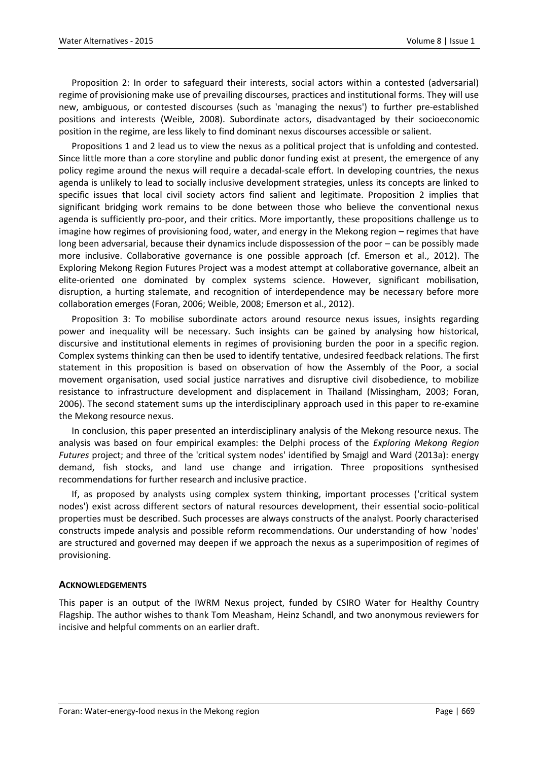Proposition 2: In order to safeguard their interests, social actors within a contested (adversarial) regime of provisioning make use of prevailing discourses, practices and institutional forms. They will use new, ambiguous, or contested discourses (such as 'managing the nexus') to further pre-established positions and interests (Weible, 2008). Subordinate actors, disadvantaged by their socioeconomic position in the regime, are less likely to find dominant nexus discourses accessible or salient.

Propositions 1 and 2 lead us to view the nexus as a political project that is unfolding and contested. Since little more than a core storyline and public donor funding exist at present, the emergence of any policy regime around the nexus will require a decadal-scale effort. In developing countries, the nexus agenda is unlikely to lead to socially inclusive development strategies, unless its concepts are linked to specific issues that local civil society actors find salient and legitimate. Proposition 2 implies that significant bridging work remains to be done between those who believe the conventional nexus agenda is sufficiently pro-poor, and their critics. More importantly, these propositions challenge us to imagine how regimes of provisioning food, water, and energy in the Mekong region – regimes that have long been adversarial, because their dynamics include dispossession of the poor – can be possibly made more inclusive. Collaborative governance is one possible approach (cf. Emerson et al., 2012). The Exploring Mekong Region Futures Project was a modest attempt at collaborative governance, albeit an elite-oriented one dominated by complex systems science. However, significant mobilisation, disruption, a hurting stalemate, and recognition of interdependence may be necessary before more collaboration emerges (Foran, 2006; Weible, 2008; Emerson et al., 2012).

Proposition 3: To mobilise subordinate actors around resource nexus issues, insights regarding power and inequality will be necessary. Such insights can be gained by analysing how historical, discursive and institutional elements in regimes of provisioning burden the poor in a specific region. Complex systems thinking can then be used to identify tentative, undesired feedback relations. The first statement in this proposition is based on observation of how the Assembly of the Poor, a social movement organisation, used social justice narratives and disruptive civil disobedience, to mobilize resistance to infrastructure development and displacement in Thailand (Missingham, 2003; Foran, 2006). The second statement sums up the interdisciplinary approach used in this paper to re-examine the Mekong resource nexus.

In conclusion, this paper presented an interdisciplinary analysis of the Mekong resource nexus. The analysis was based on four empirical examples: the Delphi process of the *Exploring Mekong Region Futures* project; and three of the 'critical system nodes' identified by Smajgl and Ward (2013a): energy demand, fish stocks, and land use change and irrigation. Three propositions synthesised recommendations for further research and inclusive practice.

If, as proposed by analysts using complex system thinking, important processes ('critical system nodes') exist across different sectors of natural resources development, their essential socio-political properties must be described. Such processes are always constructs of the analyst. Poorly characterised constructs impede analysis and possible reform recommendations. Our understanding of how 'nodes' are structured and governed may deepen if we approach the nexus as a superimposition of regimes of provisioning.

## ACKNOWLEDGEMENTS

This paper is an output of the IWRM Nexus project, funded by CSIRO Water for Healthy Country Flagship. The author wishes to thank Tom Measham, Heinz Schandl, and two anonymous reviewers for incisive and helpful comments on an earlier draft.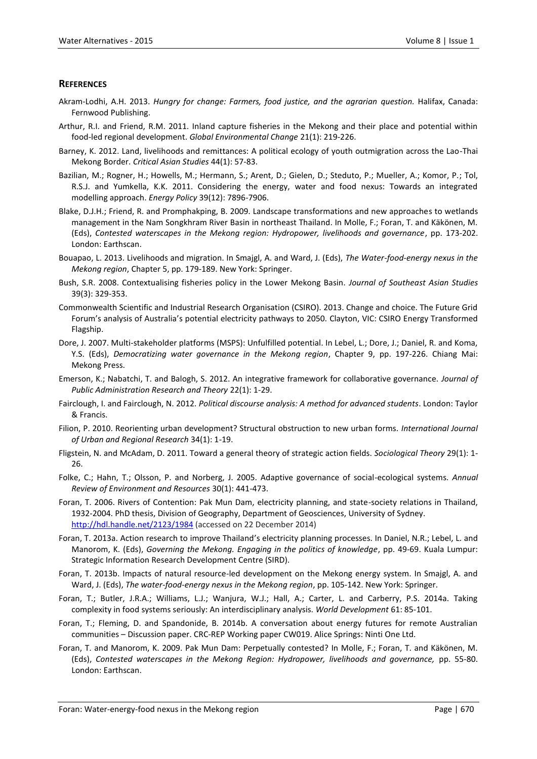## REFERENCES

Akram-Lodhi, A.H. 2013. *Hungry for change: Farmers, food justice, and the agrarian question.* Halifax, Canada: Fernwood Publishing.

Arthur, R.I. and Friend, R.M. 2011. Inland capture fisheries in the Mekong and their place and potential within food-led regional development. *Global Environmental Change* 21(1): 219-226.

Barney, K. 2012. Land, livelihoods and remittances: A political ecology of youth outmigration across the Lao-Thai Mekong Border. *Critical Asian Studies* 44(1): 57-83.

Bazilian, M.; Rogner, H.; Howells, M.; Hermann, S.; Arent, D.; Gielen, D.; Steduto, P.; Mueller, A.; Komor, P.; Tol, R.S.J. and Yumkella, K.K. 2011. Considering the energy, water and food nexus: Towards an integrated modelling approach. *Energy Policy* 39(12): 7896-7906.

Blake, D.J.H.; Friend, R. and Promphakping, B. 2009. Landscape transformations and new approaches to wetlands management in the Nam Songkhram River Basin in northeast Thailand. In Molle, F.; Foran, T. and Käkönen, M. (Eds), *Contested waterscapes in the Mekong region: Hydropower, livelihoods and governance*, pp. 173-202. London: Earthscan.

Bouapao, L. 2013. Livelihoods and migration. In Smajgl, A. and Ward, J. (Eds), *The Water-food-energy nexus in the Mekong region*, Chapter 5, pp. 179-189. New York: Springer.

Bush, S.R. 2008. Contextualising fisheries policy in the Lower Mekong Basin. *Journal of Southeast Asian Studies* 39(3): 329-353.

Commonwealth Scientific and Industrial Research Organisation (CSIRO). 2013. Change and choice. The Future Grid Forum's analysis of Australia's potential electricity pathways to 2050. Clayton, VIC: CSIRO Energy Transformed Flagship.

Dore, J. 2007. Multi-stakeholder platforms (MSPS): Unfulfilled potential. In Lebel, L.; Dore, J.; Daniel, R. and Koma, Y.S. (Eds), *Democratizing water governance in the Mekong region*, Chapter 9, pp. 197-226. Chiang Mai: Mekong Press.

Emerson, K.; Nabatchi, T. and Balogh, S. 2012. An integrative framework for collaborative governance. *Journal of Public Administration Research and Theory* 22(1): 1-29.

Fairclough, I. and Fairclough, N. 2012. *Political discourse analysis: A method for advanced students*. London: Taylor & Francis.

Filion, P. 2010. Reorienting urban development? Structural obstruction to new urban forms. *International Journal of Urban and Regional Research* 34(1): 1-19.

Fligstein, N. and McAdam, D. 2011. Toward a general theory of strategic action fields. *Sociological Theory* 29(1): 1-26.

Folke, C.; Hahn, T.; Olsson, P. and Norberg, J. 2005. Adaptive governance of social-ecological systems. *Annual Review of Environment and Resources* 30(1): 441-473.

Foran, T. 2006. Rivers of Contention: Pak Mun Dam, electricity planning, and state-society relations in Thailand, 1932-2004. PhD thesis, Division of Geography, Department of Geosciences, University of Sydney. http://hdl.handle.net/2123/1984 (accessed on 22 December 2014)

Foran, T. 2013a. Action research to improve Thailand's electricity planning processes. In Daniel, N.R.; Lebel, L. and Manorom, K. (Eds), *Governing the Mekong. Engaging in the politics of knowledge*, pp. 49-69. Kuala Lumpur: Strategic Information Research Development Centre (SIRD).

Foran, T. 2013b. Impacts of natural resource-led development on the Mekong energy system. In Smajgl, A. and Ward, J. (Eds), *The water-food-energy nexus in the Mekong region*, pp. 105-142. New York: Springer.

Foran, T.; Butler, J.R.A.; Williams, L.J.; Wanjura, W.J.; Hall, A.; Carter, L. and Carberry, P.S. 2014a. Taking complexity in food systems seriously: An interdisciplinary analysis. *World Development* 61: 85-101.

Foran, T.; Fleming, D. and Spandonide, B. 2014b. A conversation about energy futures for remote Australian communities – Discussion paper. CRC-REP Working paper CW019. Alice Springs: Ninti One Ltd.

Foran, T. and Manorom, K. 2009. Pak Mun Dam: Perpetually contested? In Molle, F.; Foran, T. and Käkönen, M. (Eds), *Contested waterscapes in the Mekong Region: Hydropower, livelihoods and governance,* pp. 55-80. London: Earthscan.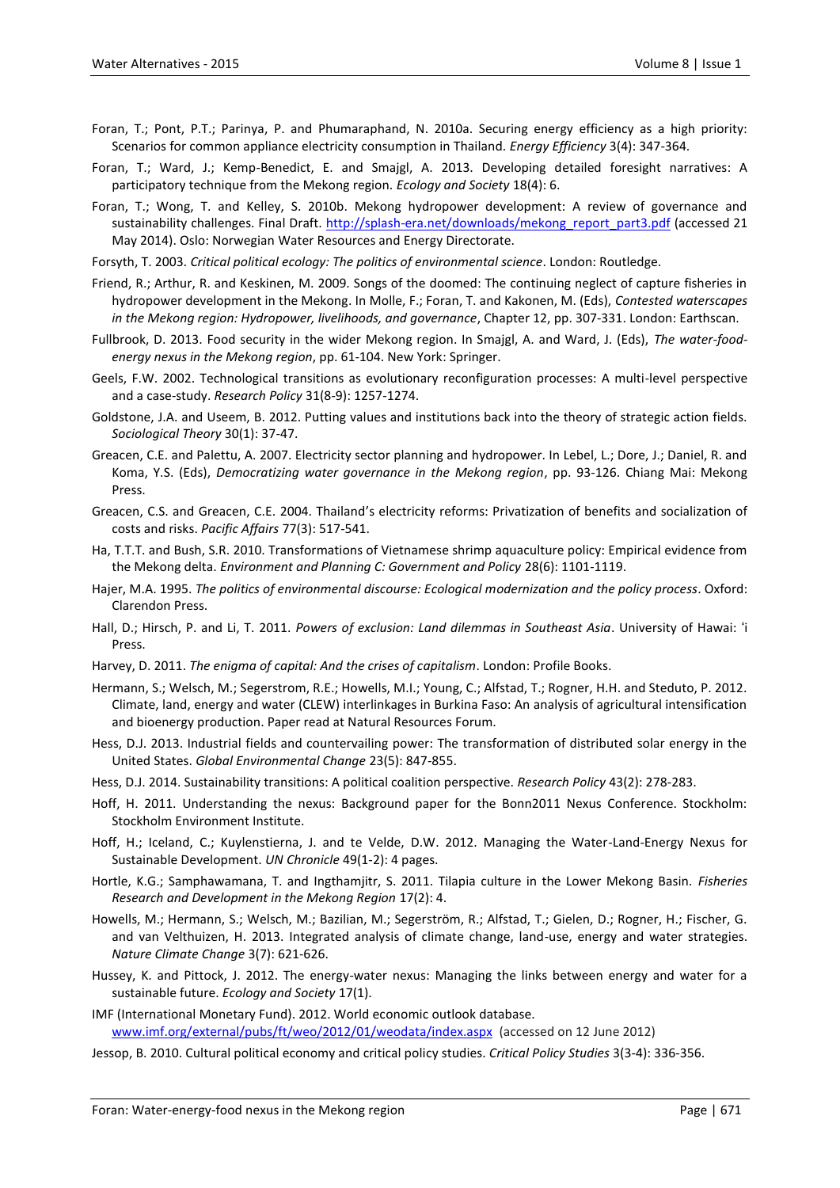Foran, T.; Pont, P.T.; Parinya, P. and Phumaraphand, N. 2010a. Securing energy efficiency as a high priority: Scenarios for common appliance electricity consumption in Thailand. *Energy Efficiency* 3(4): 347-364.

Foran, T.; Ward, J.; Kemp-Benedict, E. and Smajgl, A. 2013. Developing detailed foresight narratives: A participatory technique from the Mekong region. *Ecology and Society* 18(4): 6.

Foran, T.; Wong, T. and Kelley, S. 2010b. Mekong hydropower development: A review of governance and sustainability challenges. Final Draft. http://splash-era.net/downloads/mekong_report_part3.pdf (accessed 21 May 2014). Oslo: Norwegian Water Resources and Energy Directorate.

Forsyth, T. 2003. *Critical political ecology: The politics of environmental science*. London: Routledge.

Friend, R.; Arthur, R. and Keskinen, M. 2009. Songs of the doomed: The continuing neglect of capture fisheries in hydropower development in the Mekong. In Molle, F.; Foran, T. and Kakonen, M. (Eds), *Contested waterscapes in the Mekong region: Hydropower, livelihoods, and governance*, Chapter 12, pp. 307-331. London: Earthscan.

Fullbrook, D. 2013. Food security in the wider Mekong region. In Smajgl, A. and Ward, J. (Eds), *The water-food-energy nexus in the Mekong region*, pp. 61-104. New York: Springer.

Geels, F.W. 2002. Technological transitions as evolutionary reconfiguration processes: A multi-level perspective and a case-study. *Research Policy* 31(8-9): 1257-1274.

Goldstone, J.A. and Useem, B. 2012. Putting values and institutions back into the theory of strategic action fields. *Sociological Theory* 30(1): 37-47.

Greacen, C.E. and Palettu, A. 2007. Electricity sector planning and hydropower. In Lebel, L.; Dore, J.; Daniel, R. and Koma, Y.S. (Eds), *Democratizing water governance in the Mekong region*, pp. 93-126. Chiang Mai: Mekong Press.

Greacen, C.S. and Greacen, C.E. 2004. Thailand's electricity reforms: Privatization of benefits and socialization of costs and risks. *Pacific Affairs* 77(3): 517-541.

Ha, T.T.T. and Bush, S.R. 2010. Transformations of Vietnamese shrimp aquaculture policy: Empirical evidence from the Mekong delta. *Environment and Planning C: Government and Policy* 28(6): 1101-1119.

Hajer, M.A. 1995. *The politics of environmental discourse: Ecological modernization and the policy process*. Oxford: Clarendon Press.

Hall, D.; Hirsch, P. and Li, T. 2011. *Powers of exclusion: Land dilemmas in Southeast Asia*. University of Hawai: ʻi Press.

Harvey, D. 2011. *The enigma of capital: And the crises of capitalism*. London: Profile Books.

Hermann, S.; Welsch, M.; Segerstrom, R.E.; Howells, M.I.; Young, C.; Alfstad, T.; Rogner, H.H. and Steduto, P. 2012. Climate, land, energy and water (CLEW) interlinkages in Burkina Faso: An analysis of agricultural intensification and bioenergy production. Paper read at Natural Resources Forum.

Hess, D.J. 2013. Industrial fields and countervailing power: The transformation of distributed solar energy in the United States. *Global Environmental Change* 23(5): 847-855.

Hess, D.J. 2014. Sustainability transitions: A political coalition perspective. *Research Policy* 43(2): 278-283.

Hoff, H. 2011. Understanding the nexus: Background paper for the Bonn2011 Nexus Conference. Stockholm: Stockholm Environment Institute.

Hoff, H.; Iceland, C.; Kuylenstierna, J. and te Velde, D.W. 2012. Managing the Water-Land-Energy Nexus for Sustainable Development. *UN Chronicle* 49(1-2): 4 pages.

Hortle, K.G.; Samphawamana, T. and Ingthamjitr, S. 2011. Tilapia culture in the Lower Mekong Basin. *Fisheries Research and Development in the Mekong Region* 17(2): 4.

Howells, M.; Hermann, S.; Welsch, M.; Bazilian, M.; Segerström, R.; Alfstad, T.; Gielen, D.; Rogner, H.; Fischer, G. and van Velthuizen, H. 2013. Integrated analysis of climate change, land-use, energy and water strategies. *Nature Climate Change* 3(7): 621-626.

Hussey, K. and Pittock, J. 2012. The energy-water nexus: Managing the links between energy and water for a sustainable future. *Ecology and Society* 17(1).

IMF (International Monetary Fund). 2012. World economic outlook database. www.imf.org/external/pubs/ft/weo/2012/01/weodata/index.aspx (accessed on 12 June 2012)

Jessop, B. 2010. Cultural political economy and critical policy studies. *Critical Policy Studies* 3(3-4): 336-356.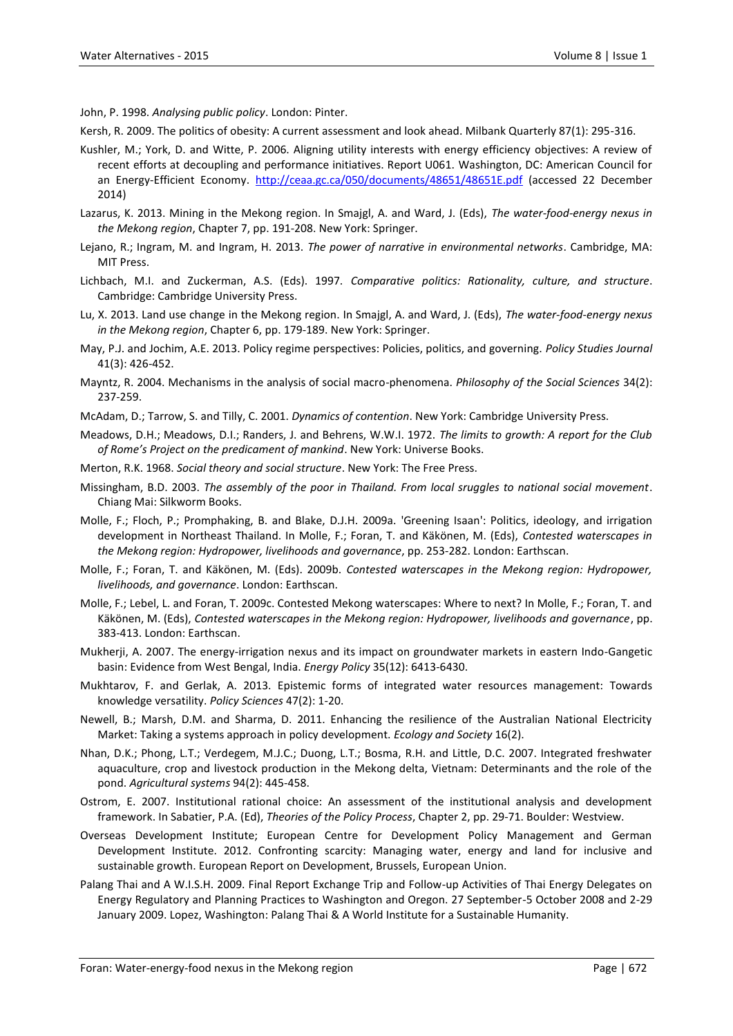John, P. 1998. *Analysing public policy*. London: Pinter.

Kersh, R. 2009. The politics of obesity: A current assessment and look ahead. Milbank Quarterly 87(1): 295-316.

Kushler, M.; York, D. and Witte, P. 2006. Aligning utility interests with energy efficiency objectives: A review of recent efforts at decoupling and performance initiatives. Report U061. Washington, DC: American Council for an Energy-Efficient Economy. http://ceaa.gc.ca/050/documents/48651/48651E.pdf (accessed 22 December 2014)

Lazarus, K. 2013. Mining in the Mekong region. In Smajgl, A. and Ward, J. (Eds), *The water-food-energy nexus in the Mekong region*, Chapter 7, pp. 191-208. New York: Springer.

Lejano, R.; Ingram, M. and Ingram, H. 2013. *The power of narrative in environmental networks*. Cambridge, MA: MIT Press.

Lichbach, M.I. and Zuckerman, A.S. (Eds). 1997. *Comparative politics: Rationality, culture, and structure*. Cambridge: Cambridge University Press.

Lu, X. 2013. Land use change in the Mekong region. In Smajgl, A. and Ward, J. (Eds), *The water-food-energy nexus in the Mekong region*, Chapter 6, pp. 179-189. New York: Springer.

May, P.J. and Jochim, A.E. 2013. Policy regime perspectives: Policies, politics, and governing. *Policy Studies Journal* 41(3): 426-452.

Mayntz, R. 2004. Mechanisms in the analysis of social macro-phenomena. *Philosophy of the Social Sciences* 34(2): 237-259.

McAdam, D.; Tarrow, S. and Tilly, C. 2001. *Dynamics of contention*. New York: Cambridge University Press.

Meadows, D.H.; Meadows, D.I.; Randers, J. and Behrens, W.W.I. 1972. *The limits to growth: A report for the Club of Rome's Project on the predicament of mankind*. New York: Universe Books.

Merton, R.K. 1968. *Social theory and social structure*. New York: The Free Press.

Missingham, B.D. 2003. *The assembly of the poor in Thailand. From local sruggles to national social movement*. Chiang Mai: Silkworm Books.

Molle, F.; Floch, P.; Promphaking, B. and Blake, D.J.H. 2009a. 'Greening Isaan': Politics, ideology, and irrigation development in Northeast Thailand. In Molle, F.; Foran, T. and Käkönen, M. (Eds), *Contested waterscapes in the Mekong region: Hydropower, livelihoods and governance*, pp. 253-282. London: Earthscan.

Molle, F.; Foran, T. and Käkönen, M. (Eds). 2009b. *Contested waterscapes in the Mekong region: Hydropower, livelihoods, and governance*. London: Earthscan.

Molle, F.; Lebel, L. and Foran, T. 2009c. Contested Mekong waterscapes: Where to next? In Molle, F.; Foran, T. and Käkönen, M. (Eds), *Contested waterscapes in the Mekong region: Hydropower, livelihoods and governance*, pp. 383-413. London: Earthscan.

Mukherji, A. 2007. The energy-irrigation nexus and its impact on groundwater markets in eastern Indo-Gangetic basin: Evidence from West Bengal, India. *Energy Policy* 35(12): 6413-6430.

Mukhtarov, F. and Gerlak, A. 2013. Epistemic forms of integrated water resources management: Towards knowledge versatility. *Policy Sciences* 47(2): 1-20.

Newell, B.; Marsh, D.M. and Sharma, D. 2011. Enhancing the resilience of the Australian National Electricity Market: Taking a systems approach in policy development. *Ecology and Society* 16(2).

Nhan, D.K.; Phong, L.T.; Verdegem, M.J.C.; Duong, L.T.; Bosma, R.H. and Little, D.C. 2007. Integrated freshwater aquaculture, crop and livestock production in the Mekong delta, Vietnam: Determinants and the role of the pond. *Agricultural systems* 94(2): 445-458.

Ostrom, E. 2007. Institutional rational choice: An assessment of the institutional analysis and development framework. In Sabatier, P.A. (Ed), *Theories of the Policy Process*, Chapter 2, pp. 29-71. Boulder: Westview.

Overseas Development Institute; European Centre for Development Policy Management and German Development Institute. 2012. Confronting scarcity: Managing water, energy and land for inclusive and sustainable growth. European Report on Development, Brussels, European Union.

Palang Thai and A W.I.S.H. 2009. Final Report Exchange Trip and Follow-up Activities of Thai Energy Delegates on Energy Regulatory and Planning Practices to Washington and Oregon. 27 September-5 October 2008 and 2-29 January 2009. Lopez, Washington: Palang Thai & A World Institute for a Sustainable Humanity.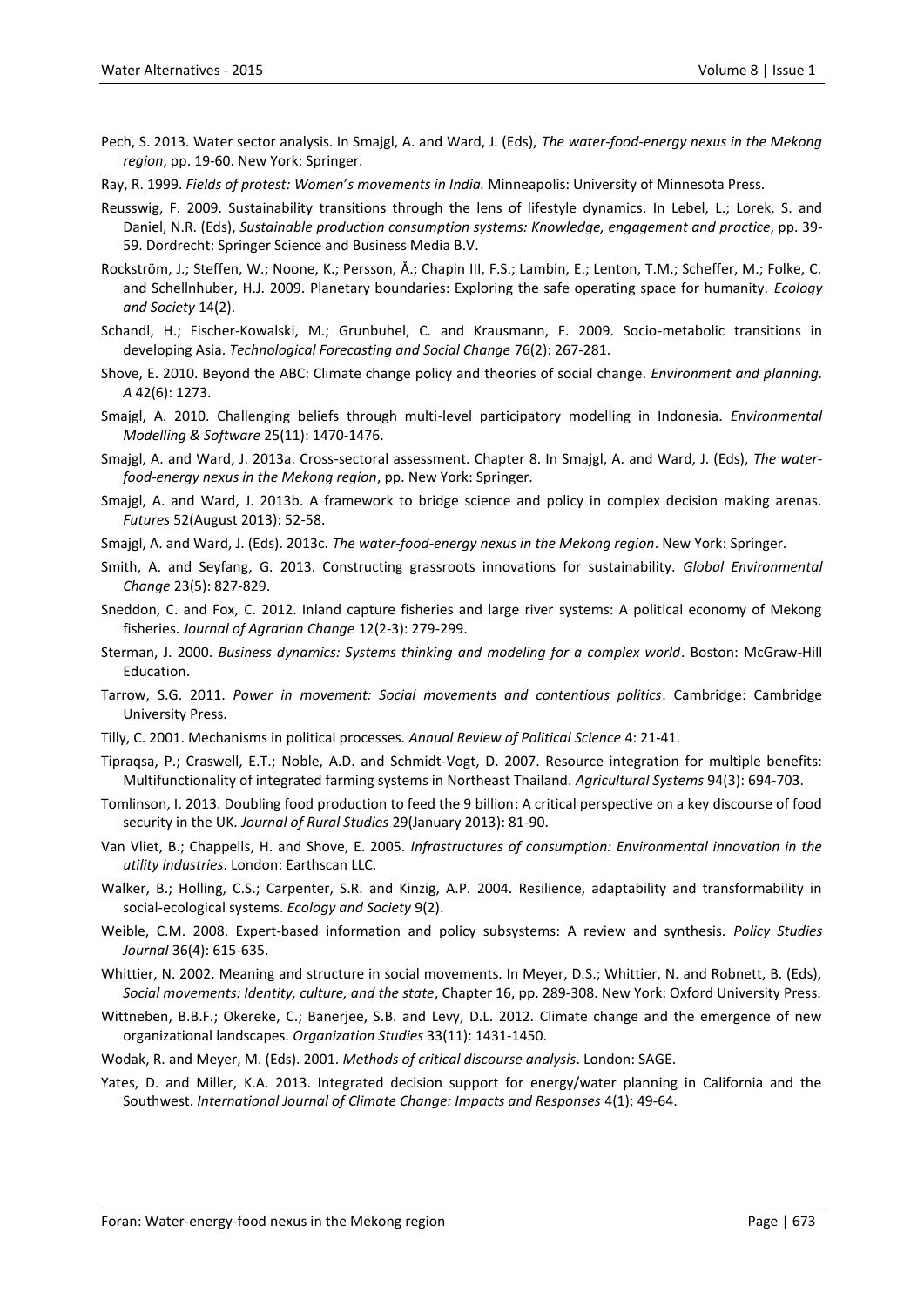Pech, S. 2013. Water sector analysis. In Smajgl, A. and Ward, J. (Eds), *The water-food-energy nexus in the Mekong region*, pp. 19-60. New York: Springer.

Ray, R. 1999. *Fields of protest: Women's movements in India.* Minneapolis: University of Minnesota Press.

Reusswig, F. 2009. Sustainability transitions through the lens of lifestyle dynamics. In Lebel, L.; Lorek, S. and Daniel, N.R. (Eds), *Sustainable production consumption systems: Knowledge, engagement and practice*, pp. 39-59. Dordrecht: Springer Science and Business Media B.V.

Rockström, J.; Steffen, W.; Noone, K.; Persson, Å.; Chapin III, F.S.; Lambin, E.; Lenton, T.M.; Scheffer, M.; Folke, C. and Schellnhuber, H.J. 2009. Planetary boundaries: Exploring the safe operating space for humanity. *Ecology and Society* 14(2).

Schandl, H.; Fischer-Kowalski, M.; Grunbuhel, C. and Krausmann, F. 2009. Socio-metabolic transitions in developing Asia. *Technological Forecasting and Social Change* 76(2): 267-281.

Shove, E. 2010. Beyond the ABC: Climate change policy and theories of social change. *Environment and planning. A* 42(6): 1273.

Smajgl, A. 2010. Challenging beliefs through multi-level participatory modelling in Indonesia. *Environmental Modelling & Software* 25(11): 1470-1476.

Smajgl, A. and Ward, J. 2013a. Cross-sectoral assessment. Chapter 8. In Smajgl, A. and Ward, J. (Eds), *The water-food-energy nexus in the Mekong region*, pp. New York: Springer.

Smajgl, A. and Ward, J. 2013b. A framework to bridge science and policy in complex decision making arenas. *Futures* 52(August 2013): 52-58.

Smajgl, A. and Ward, J. (Eds). 2013c. *The water-food-energy nexus in the Mekong region*. New York: Springer.

Smith, A. and Seyfang, G. 2013. Constructing grassroots innovations for sustainability. *Global Environmental Change* 23(5): 827-829.

Sneddon, C. and Fox, C. 2012. Inland capture fisheries and large river systems: A political economy of Mekong fisheries. *Journal of Agrarian Change* 12(2-3): 279-299.

Sterman, J. 2000. *Business dynamics: Systems thinking and modeling for a complex world*. Boston: McGraw-Hill Education.

Tarrow, S.G. 2011. *Power in movement: Social movements and contentious politics*. Cambridge: Cambridge University Press.

Tilly, C. 2001. Mechanisms in political processes. *Annual Review of Political Science* 4: 21-41.

Tipraqsa, P.; Craswell, E.T.; Noble, A.D. and Schmidt-Vogt, D. 2007. Resource integration for multiple benefits: Multifunctionality of integrated farming systems in Northeast Thailand. *Agricultural Systems* 94(3): 694-703.

Tomlinson, I. 2013. Doubling food production to feed the 9 billion: A critical perspective on a key discourse of food security in the UK. *Journal of Rural Studies* 29(January 2013): 81-90.

Van Vliet, B.; Chappells, H. and Shove, E. 2005. *Infrastructures of consumption: Environmental innovation in the utility industries*. London: Earthscan LLC.

Walker, B.; Holling, C.S.; Carpenter, S.R. and Kinzig, A.P. 2004. Resilience, adaptability and transformability in social-ecological systems. *Ecology and Society* 9(2).

Weible, C.M. 2008. Expert-based information and policy subsystems: A review and synthesis. *Policy Studies Journal* 36(4): 615-635.

Whittier, N. 2002. Meaning and structure in social movements. In Meyer, D.S.; Whittier, N. and Robnett, B. (Eds), *Social movements: Identity, culture, and the state*, Chapter 16, pp. 289-308. New York: Oxford University Press.

Wittneben, B.B.F.; Okereke, C.; Banerjee, S.B. and Levy, D.L. 2012. Climate change and the emergence of new organizational landscapes. *Organization Studies* 33(11): 1431-1450.

Wodak, R. and Meyer, M. (Eds). 2001. *Methods of critical discourse analysis*. London: SAGE.

Yates, D. and Miller, K.A. 2013. Integrated decision support for energy/water planning in California and the Southwest. *International Journal of Climate Change: Impacts and Responses* 4(1): 49-64.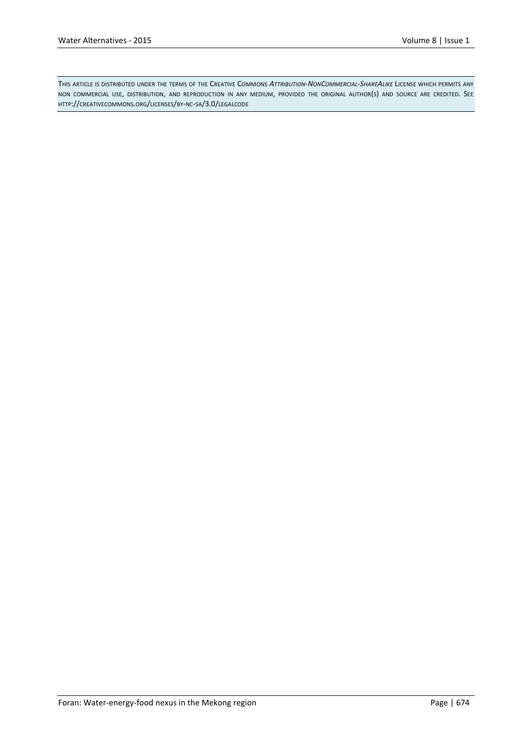THIS ARTICLE IS DISTRIBUTED UNDER THE TERMS OF THE CREATIVE COMMONS *ATTRIBUTION-NONCOMMERCIAL-SHAREALIKE* LICENSE WHICH PERMITS ANY NON COMMERCIAL USE, DISTRIBUTION, AND REPRODUCTION IN ANY MEDIUM, PROVIDED THE ORIGINAL AUTHOR(S) AND SOURCE ARE CREDITED. SEE HTTP://CREATIVECOMMONS.ORG/LICENSES/BY-NC-SA/3.0/LEGALCODE